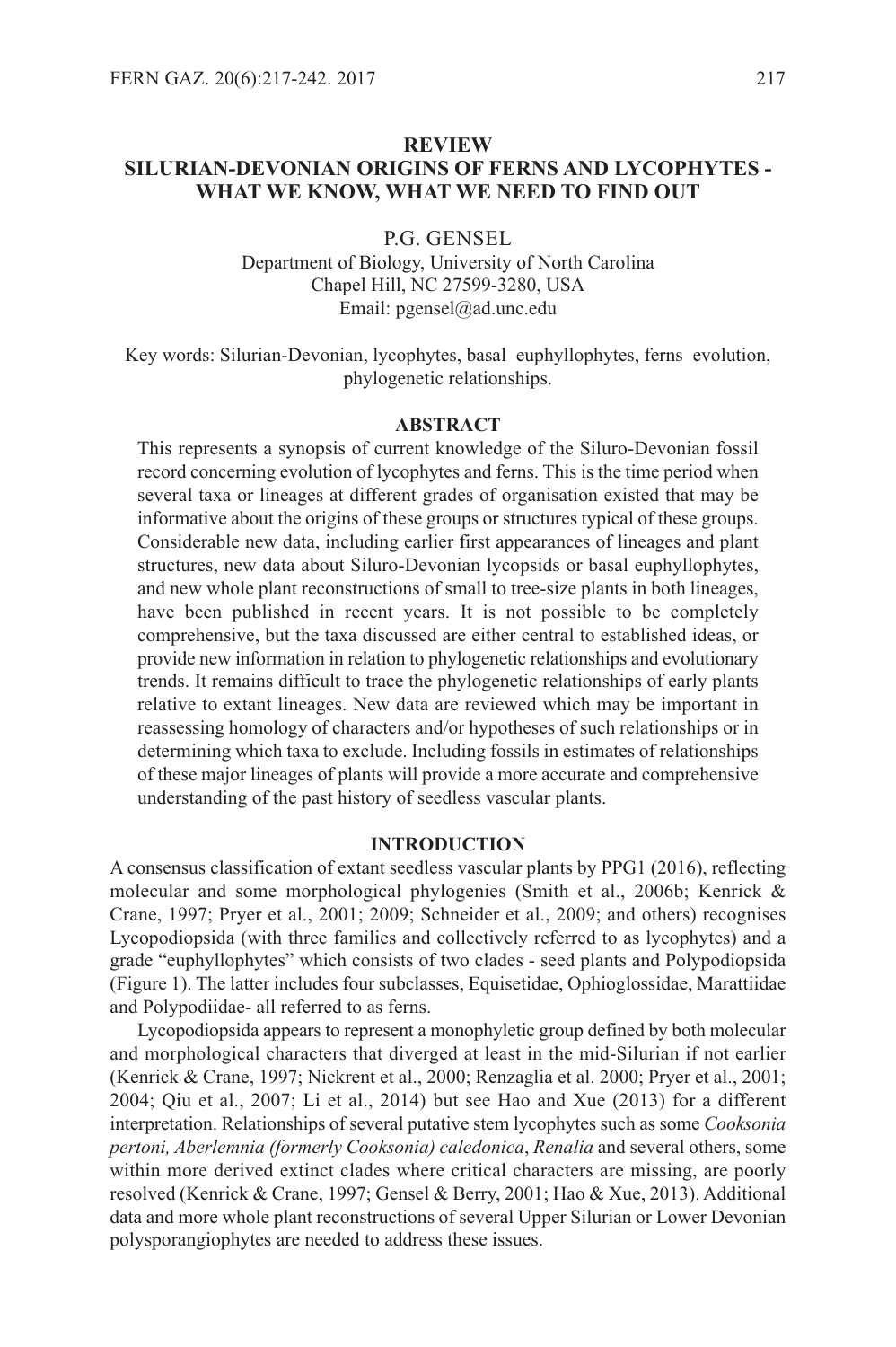# REVIEW
# SILURIAN-DEVONIAN ORIGINS OF FERNS AND LYCOPHYTES - WHAT WE KNOW, WHAT WE NEED TO FIND OUT

P.G. GENSEL

Department of Biology, University of North Carolina
Chapel Hill, NC 27599-3280, USA
Email: pgensel@ad.unc.edu

Key words: Silurian-Devonian, lycophytes, basal euphyllophytes, ferns evolution, phylogenetic relationships.

## ABSTRACT

This represents a synopsis of current knowledge of the Siluro-Devonian fossil record concerning evolution of lycophytes and ferns. This is the time period when several taxa or lineages at different grades of organisation existed that may be informative about the origins of these groups or structures typical of these groups. Considerable new data, including earlier first appearances of lineages and plant structures, new data about Siluro-Devonian lycopsids or basal euphyllophytes, and new whole plant reconstructions of small to tree-size plants in both lineages, have been published in recent years. It is not possible to be completely comprehensive, but the taxa discussed are either central to established ideas, or provide new information in relation to phylogenetic relationships and evolutionary trends. It remains difficult to trace the phylogenetic relationships of early plants relative to extant lineages. New data are reviewed which may be important in reassessing homology of characters and/or hypotheses of such relationships or in determining which taxa to exclude. Including fossils in estimates of relationships of these major lineages of plants will provide a more accurate and comprehensive understanding of the past history of seedless vascular plants.

## INTRODUCTION

A consensus classification of extant seedless vascular plants by PPG1 (2016), reflecting molecular and some morphological phylogenies (Smith et al., 2006b; Kenrick & Crane, 1997; Pryer et al., 2001; 2009; Schneider et al., 2009; and others) recognises Lycopodiopsida (with three families and collectively referred to as lycophytes) and a grade "euphyllophytes" which consists of two clades - seed plants and Polypodiopsida (Figure 1). The latter includes four subclasses, Equisetidae, Ophioglossidae, Marattiidae and Polypodiidae- all referred to as ferns.

Lycopodiopsida appears to represent a monophyletic group defined by both molecular and morphological characters that diverged at least in the mid-Silurian if not earlier (Kenrick & Crane, 1997; Nickrent et al., 2000; Renzaglia et al. 2000; Pryer et al., 2001; 2004; Qiu et al., 2007; Li et al., 2014) but see Hao and Xue (2013) for a different interpretation. Relationships of several putative stem lycophytes such as some *Cooksonia pertoni, Aberlemnia (formerly Cooksonia) caledonica*, *Renalia* and several others, some within more derived extinct clades where critical characters are missing, are poorly resolved (Kenrick & Crane, 1997; Gensel & Berry, 2001; Hao & Xue, 2013). Additional data and more whole plant reconstructions of several Upper Silurian or Lower Devonian polysporangiophytes are needed to address these issues.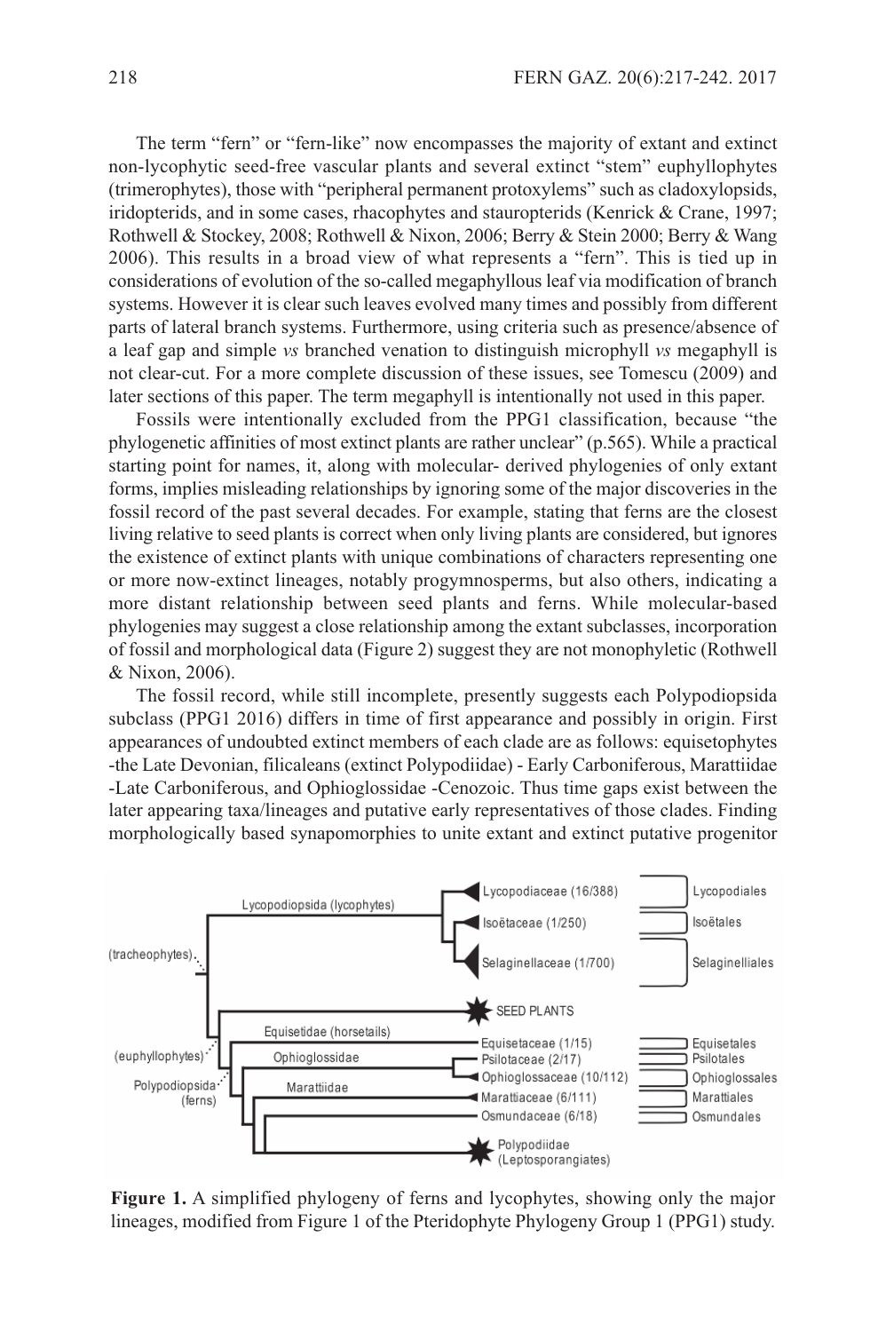The term "fern" or "fern-like" now encompasses the majority of extant and extinct non-lycophytic seed-free vascular plants and several extinct "stem" euphyllophytes (trimerophytes), those with "peripheral permanent protoxylems" such as cladoxylopsids, iridopterids, and in some cases, rhacophytes and stauropterids (Kenrick & Crane, 1997; Rothwell & Stockey, 2008; Rothwell & Nixon, 2006; Berry & Stein 2000; Berry & Wang 2006). This results in a broad view of what represents a "fern". This is tied up in considerations of evolution of the so-called megaphyllous leaf via modification of branch systems. However it is clear such leaves evolved many times and possibly from different parts of lateral branch systems. Furthermore, using criteria such as presence/absence of a leaf gap and simple *vs* branched venation to distinguish microphyll *vs* megaphyll is not clear-cut. For a more complete discussion of these issues, see Tomescu (2009) and later sections of this paper. The term megaphyll is intentionally not used in this paper.

Fossils were intentionally excluded from the PPG1 classification, because "the phylogenetic affinities of most extinct plants are rather unclear" (p.565). While a practical starting point for names, it, along with molecular- derived phylogenies of only extant forms, implies misleading relationships by ignoring some of the major discoveries in the fossil record of the past several decades. For example, stating that ferns are the closest living relative to seed plants is correct when only living plants are considered, but ignores the existence of extinct plants with unique combinations of characters representing one or more now-extinct lineages, notably progymnosperms, but also others, indicating a more distant relationship between seed plants and ferns. While molecular-based phylogenies may suggest a close relationship among the extant subclasses, incorporation of fossil and morphological data (Figure 2) suggest they are not monophyletic (Rothwell & Nixon, 2006).

The fossil record, while still incomplete, presently suggests each Polypodiopsida subclass (PPG1 2016) differs in time of first appearance and possibly in origin. First appearances of undoubted extinct members of each clade are as follows: equisetophytes -the Late Devonian, filicaleans (extinct Polypodiidae) - Early Carboniferous, Marattiidae -Late Carboniferous, and Ophioglossidae -Cenozoic. Thus time gaps exist between the later appearing taxa/lineages and putative early representatives of those clades. Finding morphologically based synapomorphies to unite extant and extinct putative progenitor

**Figure 1.** A simplified phylogeny of ferns and lycophytes, showing only the major lineages, modified from Figure 1 of the Pteridophyte Phylogeny Group 1 (PPG1) study.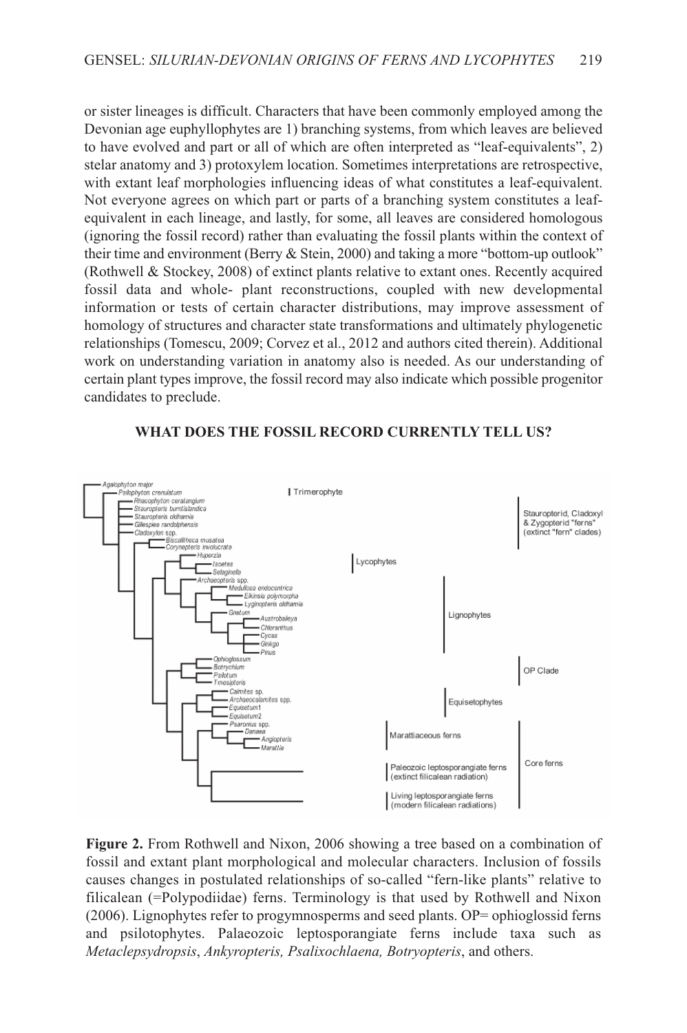or sister lineages is difficult. Characters that have been commonly employed among the Devonian age euphyllophytes are 1) branching systems, from which leaves are believed to have evolved and part or all of which are often interpreted as "leaf-equivalents", 2) stelar anatomy and 3) protoxylem location. Sometimes interpretations are retrospective, with extant leaf morphologies influencing ideas of what constitutes a leaf-equivalent. Not everyone agrees on which part or parts of a branching system constitutes a leaf-equivalent in each lineage, and lastly, for some, all leaves are considered homologous (ignoring the fossil record) rather than evaluating the fossil plants within the context of their time and environment (Berry & Stein, 2000) and taking a more "bottom-up outlook" (Rothwell & Stockey, 2008) of extinct plants relative to extant ones. Recently acquired fossil data and whole- plant reconstructions, coupled with new developmental information or tests of certain character distributions, may improve assessment of homology of structures and character state transformations and ultimately phylogenetic relationships (Tomescu, 2009; Corvez et al., 2012 and authors cited therein). Additional work on understanding variation in anatomy also is needed. As our understanding of certain plant types improve, the fossil record may also indicate which possible progenitor candidates to preclude.

## WHAT DOES THE FOSSIL RECORD CURRENTLY TELL US?

**Figure 2.** From Rothwell and Nixon, 2006 showing a tree based on a combination of fossil and extant plant morphological and molecular characters. Inclusion of fossils causes changes in postulated relationships of so-called "fern-like plants" relative to filicalean (=Polypodiidae) ferns. Terminology is that used by Rothwell and Nixon (2006). Lignophytes refer to progymnosperms and seed plants. OP= ophioglossid ferns and psilotophytes. Palaeozoic leptosporangiate ferns include taxa such as *Metaclepsydropsis*, *Ankyropteris, Psalixochlaena, Botryopteris*, and others.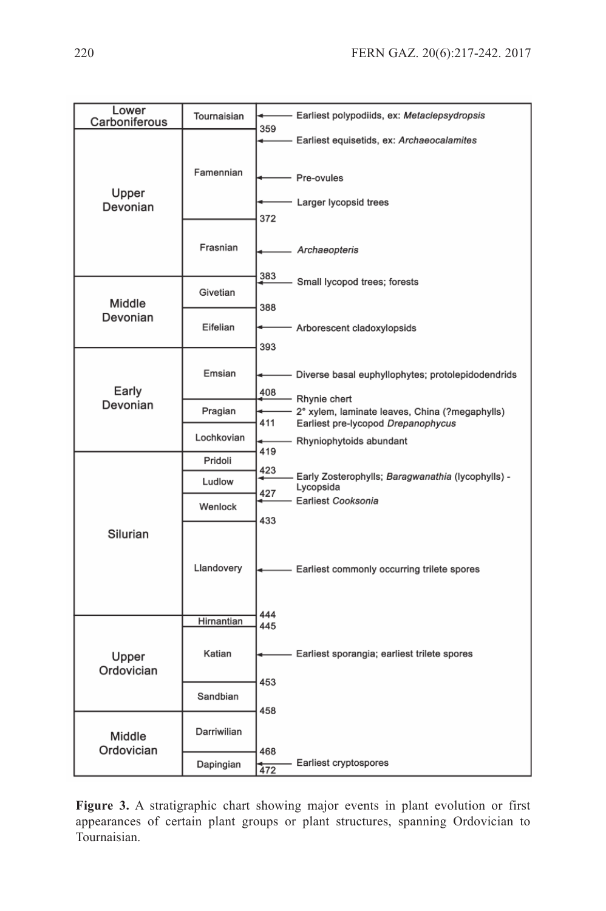| Period | Stage | Age (Ma) | Events |
|---|---|---|---|
| Lower Carboniferous | Tournaisian | | Earliest polypodiids, ex: *Metaclepsydropsis* |
| | | 359 | |
| Upper Devonian | Famennian | | Earliest equisetids, ex: *Archaeocalamites* |
| | | | Pre-ovules |
| | | | Larger lycopsid trees |
| | | 372 | |
| | Frasnian | | *Archaeopteris* |
| | | 383 | Small lycopod trees; forests |
| Middle Devonian | Givetian | | |
| | | 388 | |
| | Eifelian | | Arborescent cladoxylopsids |
| | | 393 | |
| Early Devonian | Emsian | | Diverse basal euphyllophytes; protolepidodendrids |
| | | 408 | Rhynie chert |
| | Pragian | | 2° xylem, laminate leaves, China (?megaphylls) |
| | | 411 | Earliest pre-lycopod *Drepanophycus* |
| | Lochkovian | | Rhyniophytoids abundant |
| | | 419 | |
| Silurian | Pridoli | | |
| | | 423 | Early Zosterophylls; *Baragwanathia* (lycophylls) - Lycopsida |
| | Ludlow | | |
| | | 427 | Earliest *Cooksonia* |
| | Wenlock | | |
| | | 433 | |
| | Llandovery | | Earliest commonly occurring trilete spores |
| | | 444 | |
| Upper Ordovician | Hirnantian | | |
| | | 445 | |
| | Katian | | Earliest sporangia; earliest trilete spores |
| | | 453 | |
| | Sandbian | | |
| | | 458 | |
| Middle Ordovician | Darriwilian | | |
| | | 468 | |
| | Dapingian | | Earliest cryptospores |
| | | 472 | |

**Figure 3.** A stratigraphic chart showing major events in plant evolution or first appearances of certain plant groups or plant structures, spanning Ordovician to Tournaisian.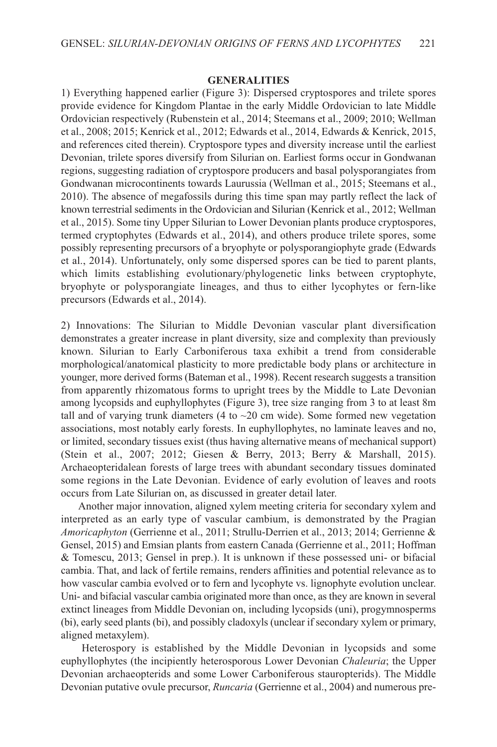## GENERALITIES

1) Everything happened earlier (Figure 3): Dispersed cryptospores and trilete spores provide evidence for Kingdom Plantae in the early Middle Ordovician to late Middle Ordovician respectively (Rubenstein et al., 2014; Steemans et al., 2009; 2010; Wellman et al., 2008; 2015; Kenrick et al., 2012; Edwards et al., 2014, Edwards & Kenrick, 2015, and references cited therein). Cryptospore types and diversity increase until the earliest Devonian, trilete spores diversify from Silurian on. Earliest forms occur in Gondwanan regions, suggesting radiation of cryptospore producers and basal polysporangiates from Gondwanan microcontinents towards Laurussia (Wellman et al., 2015; Steemans et al., 2010). The absence of megafossils during this time span may partly reflect the lack of known terrestrial sediments in the Ordovician and Silurian (Kenrick et al., 2012; Wellman et al., 2015). Some tiny Upper Silurian to Lower Devonian plants produce cryptospores, termed cryptophytes (Edwards et al., 2014), and others produce trilete spores, some possibly representing precursors of a bryophyte or polysporangiophyte grade (Edwards et al., 2014). Unfortunately, only some dispersed spores can be tied to parent plants, which limits establishing evolutionary/phylogenetic links between cryptophyte, bryophyte or polysporangiate lineages, and thus to either lycophytes or fern-like precursors (Edwards et al., 2014).

2) Innovations: The Silurian to Middle Devonian vascular plant diversification demonstrates a greater increase in plant diversity, size and complexity than previously known. Silurian to Early Carboniferous taxa exhibit a trend from considerable morphological/anatomical plasticity to more predictable body plans or architecture in younger, more derived forms (Bateman et al., 1998). Recent research suggests a transition from apparently rhizomatous forms to upright trees by the Middle to Late Devonian among lycopsids and euphyllophytes (Figure 3), tree size ranging from 3 to at least 8m tall and of varying trunk diameters (4 to ~20 cm wide). Some formed new vegetation associations, most notably early forests. In euphyllophytes, no laminate leaves and no, or limited, secondary tissues exist (thus having alternative means of mechanical support) (Stein et al., 2007; 2012; Giesen & Berry, 2013; Berry & Marshall, 2015). Archaeopteridalean forests of large trees with abundant secondary tissues dominated some regions in the Late Devonian. Evidence of early evolution of leaves and roots occurs from Late Silurian on, as discussed in greater detail later.

Another major innovation, aligned xylem meeting criteria for secondary xylem and interpreted as an early type of vascular cambium, is demonstrated by the Pragian *Amoricaphyton* (Gerrienne et al., 2011; Strullu-Derrien et al., 2013; 2014; Gerrienne & Gensel, 2015) and Emsian plants from eastern Canada (Gerrienne et al., 2011; Hoffman & Tomescu, 2013; Gensel in prep.). It is unknown if these possessed uni- or bifacial cambia. That, and lack of fertile remains, renders affinities and potential relevance as to how vascular cambia evolved or to fern and lycophyte vs. lignophyte evolution unclear. Uni- and bifacial vascular cambia originated more than once, as they are known in several extinct lineages from Middle Devonian on, including lycopsids (uni), progymnosperms (bi), early seed plants (bi), and possibly cladoxyls (unclear if secondary xylem or primary, aligned metaxylem).

Heterospory is established by the Middle Devonian in lycopsids and some euphyllophytes (the incipiently heterosporous Lower Devonian *Chaleuria*; the Upper Devonian archaeopterids and some Lower Carboniferous stauropterids). The Middle Devonian putative ovule precursor, *Runcaria* (Gerrienne et al., 2004) and numerous pre-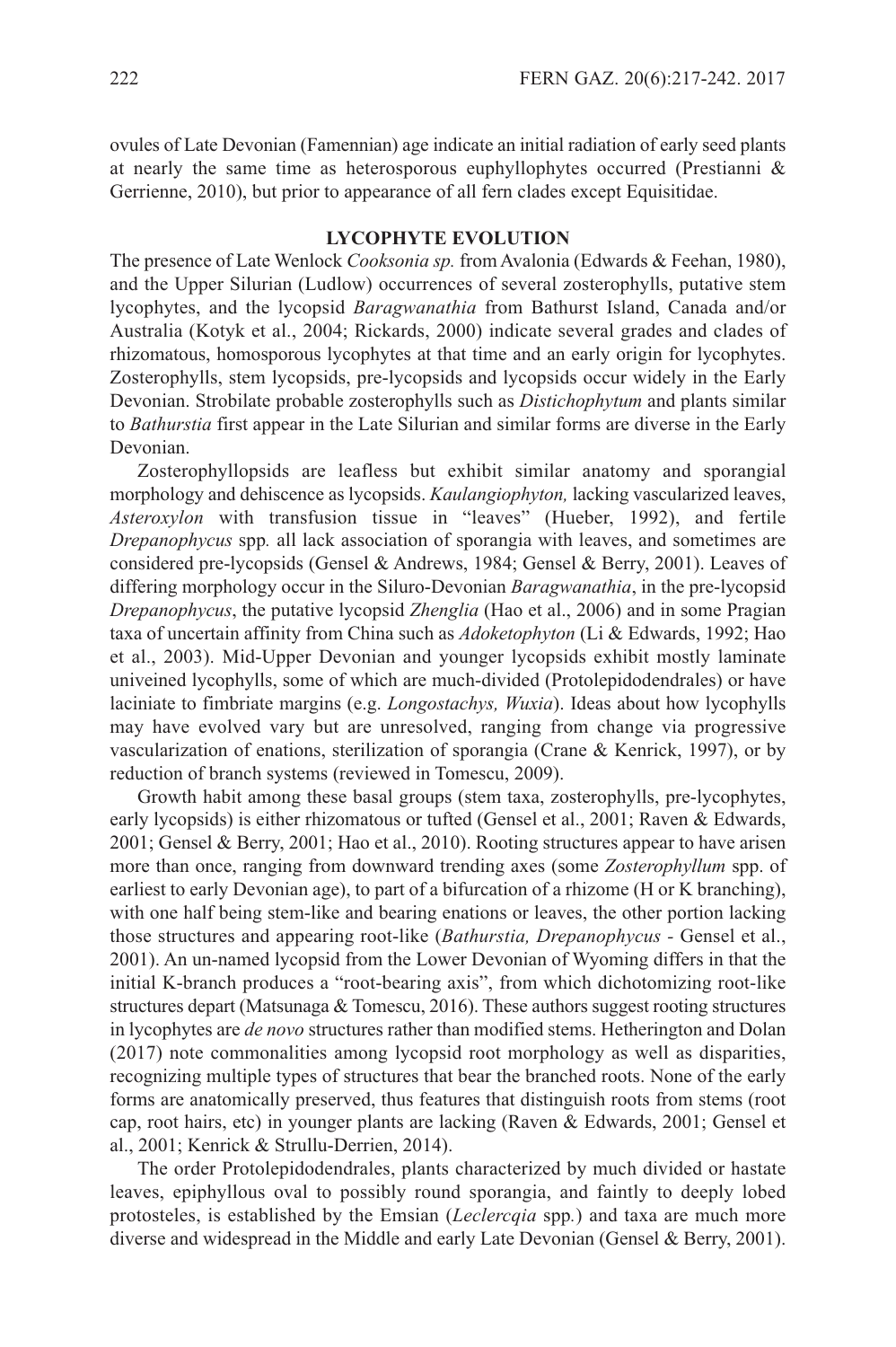ovules of Late Devonian (Famennian) age indicate an initial radiation of early seed plants at nearly the same time as heterosporous euphyllophytes occurred (Prestianni & Gerrienne, 2010), but prior to appearance of all fern clades except Equisitidae.

## LYCOPHYTE EVOLUTION

The presence of Late Wenlock *Cooksonia sp.* from Avalonia (Edwards & Feehan, 1980), and the Upper Silurian (Ludlow) occurrences of several zosterophylls, putative stem lycophytes, and the lycopsid *Baragwanathia* from Bathurst Island, Canada and/or Australia (Kotyk et al., 2004; Rickards, 2000) indicate several grades and clades of rhizomatous, homosporous lycophytes at that time and an early origin for lycophytes. Zosterophylls, stem lycopsids, pre-lycopsids and lycopsids occur widely in the Early Devonian. Strobilate probable zosterophylls such as *Distichophytum* and plants similar to *Bathurstia* first appear in the Late Silurian and similar forms are diverse in the Early Devonian.

Zosterophyllopsids are leafless but exhibit similar anatomy and sporangial morphology and dehiscence as lycopsids. *Kaulangiophyton,* lacking vascularized leaves, *Asteroxylon* with transfusion tissue in "leaves" (Hueber, 1992), and fertile *Drepanophycus* spp*.* all lack association of sporangia with leaves, and sometimes are considered pre-lycopsids (Gensel & Andrews, 1984; Gensel & Berry, 2001). Leaves of differing morphology occur in the Siluro-Devonian *Baragwanathia*, in the pre-lycopsid *Drepanophycus*, the putative lycopsid *Zhenglia* (Hao et al., 2006) and in some Pragian taxa of uncertain affinity from China such as *Adoketophyton* (Li & Edwards, 1992; Hao et al., 2003). Mid-Upper Devonian and younger lycopsids exhibit mostly laminate univeined lycophylls, some of which are much-divided (Protolepidodendrales) or have laciniate to fimbriate margins (e.g. *Longostachys, Wuxia*). Ideas about how lycophylls may have evolved vary but are unresolved, ranging from change via progressive vascularization of enations, sterilization of sporangia (Crane & Kenrick, 1997), or by reduction of branch systems (reviewed in Tomescu, 2009).

Growth habit among these basal groups (stem taxa, zosterophylls, pre-lycophytes, early lycopsids) is either rhizomatous or tufted (Gensel et al., 2001; Raven & Edwards, 2001; Gensel & Berry, 2001; Hao et al., 2010). Rooting structures appear to have arisen more than once, ranging from downward trending axes (some *Zosterophyllum* spp. of earliest to early Devonian age), to part of a bifurcation of a rhizome (H or K branching), with one half being stem-like and bearing enations or leaves, the other portion lacking those structures and appearing root-like (*Bathurstia, Drepanophycus* - Gensel et al., 2001). An un-named lycopsid from the Lower Devonian of Wyoming differs in that the initial K-branch produces a "root-bearing axis", from which dichotomizing root-like structures depart (Matsunaga & Tomescu, 2016). These authors suggest rooting structures in lycophytes are *de novo* structures rather than modified stems. Hetherington and Dolan (2017) note commonalities among lycopsid root morphology as well as disparities, recognizing multiple types of structures that bear the branched roots. None of the early forms are anatomically preserved, thus features that distinguish roots from stems (root cap, root hairs, etc) in younger plants are lacking (Raven & Edwards, 2001; Gensel et al., 2001; Kenrick & Strullu-Derrien, 2014).

The order Protolepidodendrales, plants characterized by much divided or hastate leaves, epiphyllous oval to possibly round sporangia, and faintly to deeply lobed protosteles, is established by the Emsian (*Leclercqia* spp*.*) and taxa are much more diverse and widespread in the Middle and early Late Devonian (Gensel & Berry, 2001).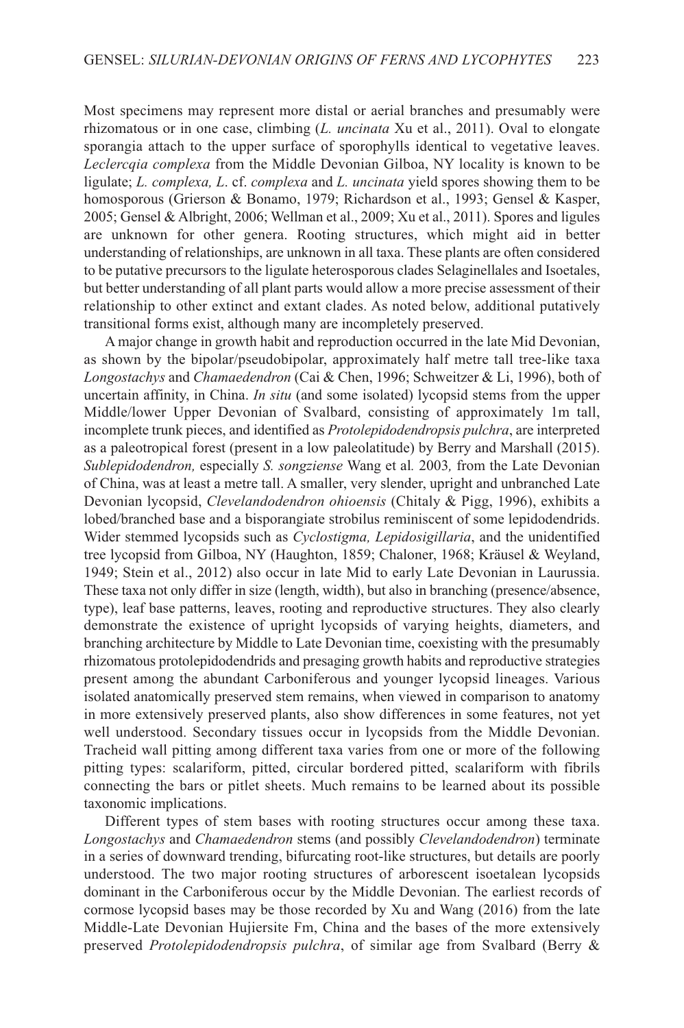Most specimens may represent more distal or aerial branches and presumably were rhizomatous or in one case, climbing (*L. uncinata* Xu et al., 2011). Oval to elongate sporangia attach to the upper surface of sporophylls identical to vegetative leaves. *Leclercqia complexa* from the Middle Devonian Gilboa, NY locality is known to be ligulate; *L. complexa, L.* cf. *complexa* and *L. uncinata* yield spores showing them to be homosporous (Grierson & Bonamo, 1979; Richardson et al., 1993; Gensel & Kasper, 2005; Gensel & Albright, 2006; Wellman et al., 2009; Xu et al., 2011). Spores and ligules are unknown for other genera. Rooting structures, which might aid in better understanding of relationships, are unknown in all taxa. These plants are often considered to be putative precursors to the ligulate heterosporous clades Selaginellales and Isoetales, but better understanding of all plant parts would allow a more precise assessment of their relationship to other extinct and extant clades. As noted below, additional putatively transitional forms exist, although many are incompletely preserved.

A major change in growth habit and reproduction occurred in the late Mid Devonian, as shown by the bipolar/pseudobipolar, approximately half metre tall tree-like taxa *Longostachys* and *Chamaedendron* (Cai & Chen, 1996; Schweitzer & Li, 1996), both of uncertain affinity, in China. *In situ* (and some isolated) lycopsid stems from the upper Middle/lower Upper Devonian of Svalbard, consisting of approximately 1m tall, incomplete trunk pieces, and identified as *Protolepidodendropsis pulchra*, are interpreted as a paleotropical forest (present in a low paleolatitude) by Berry and Marshall (2015). *Sublepidodendron,* especially *S. songziense* Wang et al*.* 2003*,* from the Late Devonian of China, was at least a metre tall. A smaller, very slender, upright and unbranched Late Devonian lycopsid, *Clevelandodendron ohioensis* (Chitaly & Pigg, 1996), exhibits a lobed/branched base and a bisporangiate strobilus reminiscent of some lepidodendrids. Wider stemmed lycopsids such as *Cyclostigma, Lepidosigillaria*, and the unidentified tree lycopsid from Gilboa, NY (Haughton, 1859; Chaloner, 1968; Kräusel & Weyland, 1949; Stein et al., 2012) also occur in late Mid to early Late Devonian in Laurussia. These taxa not only differ in size (length, width), but also in branching (presence/absence, type), leaf base patterns, leaves, rooting and reproductive structures. They also clearly demonstrate the existence of upright lycopsids of varying heights, diameters, and branching architecture by Middle to Late Devonian time, coexisting with the presumably rhizomatous protolepidodendrids and presaging growth habits and reproductive strategies present among the abundant Carboniferous and younger lycopsid lineages. Various isolated anatomically preserved stem remains, when viewed in comparison to anatomy in more extensively preserved plants, also show differences in some features, not yet well understood. Secondary tissues occur in lycopsids from the Middle Devonian. Tracheid wall pitting among different taxa varies from one or more of the following pitting types: scalariform, pitted, circular bordered pitted, scalariform with fibrils connecting the bars or pitlet sheets. Much remains to be learned about its possible taxonomic implications.

Different types of stem bases with rooting structures occur among these taxa. *Longostachys* and *Chamaedendron* stems (and possibly *Clevelandodendron*) terminate in a series of downward trending, bifurcating root-like structures, but details are poorly understood. The two major rooting structures of arborescent isoetalean lycopsids dominant in the Carboniferous occur by the Middle Devonian. The earliest records of cormose lycopsid bases may be those recorded by Xu and Wang (2016) from the late Middle-Late Devonian Hujiersite Fm, China and the bases of the more extensively preserved *Protolepidodendropsis pulchra*, of similar age from Svalbard (Berry &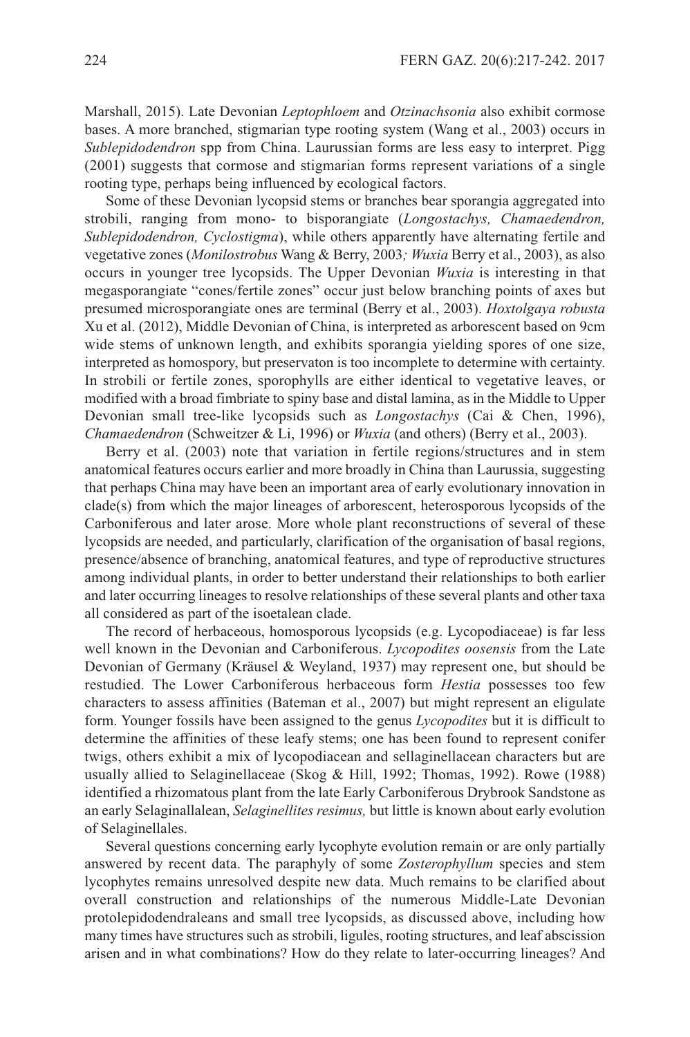Marshall, 2015). Late Devonian *Leptophloem* and *Otzinachsonia* also exhibit cormose bases. A more branched, stigmarian type rooting system (Wang et al., 2003) occurs in *Sublepidodendron* spp from China. Laurussian forms are less easy to interpret. Pigg (2001) suggests that cormose and stigmarian forms represent variations of a single rooting type, perhaps being influenced by ecological factors.

Some of these Devonian lycopsid stems or branches bear sporangia aggregated into strobili, ranging from mono- to bisporangiate (*Longostachys, Chamaedendron, Sublepidodendron, Cyclostigma*), while others apparently have alternating fertile and vegetative zones (*Monilostrobus* Wang & Berry, 2003*; Wuxia* Berry et al., 2003), as also occurs in younger tree lycopsids. The Upper Devonian *Wuxia* is interesting in that megasporangiate "cones/fertile zones" occur just below branching points of axes but presumed microsporangiate ones are terminal (Berry et al., 2003). *Hoxtolgaya robusta* Xu et al. (2012), Middle Devonian of China, is interpreted as arborescent based on 9cm wide stems of unknown length, and exhibits sporangia yielding spores of one size, interpreted as homospory, but preservaton is too incomplete to determine with certainty. In strobili or fertile zones, sporophylls are either identical to vegetative leaves, or modified with a broad fimbriate to spiny base and distal lamina, as in the Middle to Upper Devonian small tree-like lycopsids such as *Longostachys* (Cai & Chen, 1996), *Chamaedendron* (Schweitzer & Li, 1996) or *Wuxia* (and others) (Berry et al., 2003).

Berry et al. (2003) note that variation in fertile regions/structures and in stem anatomical features occurs earlier and more broadly in China than Laurussia, suggesting that perhaps China may have been an important area of early evolutionary innovation in clade(s) from which the major lineages of arborescent, heterosporous lycopsids of the Carboniferous and later arose. More whole plant reconstructions of several of these lycopsids are needed, and particularly, clarification of the organisation of basal regions, presence/absence of branching, anatomical features, and type of reproductive structures among individual plants, in order to better understand their relationships to both earlier and later occurring lineages to resolve relationships of these several plants and other taxa all considered as part of the isoetalean clade.

The record of herbaceous, homosporous lycopsids (e.g. Lycopodiaceae) is far less well known in the Devonian and Carboniferous. *Lycopodites oosensis* from the Late Devonian of Germany (Kräusel & Weyland, 1937) may represent one, but should be restudied. The Lower Carboniferous herbaceous form *Hestia* possesses too few characters to assess affinities (Bateman et al., 2007) but might represent an eligulate form. Younger fossils have been assigned to the genus *Lycopodites* but it is difficult to determine the affinities of these leafy stems; one has been found to represent conifer twigs, others exhibit a mix of lycopodiacean and sellaginellacean characters but are usually allied to Selaginellaceae (Skog & Hill, 1992; Thomas, 1992). Rowe (1988) identified a rhizomatous plant from the late Early Carboniferous Drybrook Sandstone as an early Selaginallalean, *Selaginellites resimus,* but little is known about early evolution of Selaginellales.

Several questions concerning early lycophyte evolution remain or are only partially answered by recent data. The paraphyly of some *Zosterophyllum* species and stem lycophytes remains unresolved despite new data. Much remains to be clarified about overall construction and relationships of the numerous Middle-Late Devonian protolepidodendraleans and small tree lycopsids, as discussed above, including how many times have structures such as strobili, ligules, rooting structures, and leaf abscission arisen and in what combinations? How do they relate to later-occurring lineages? And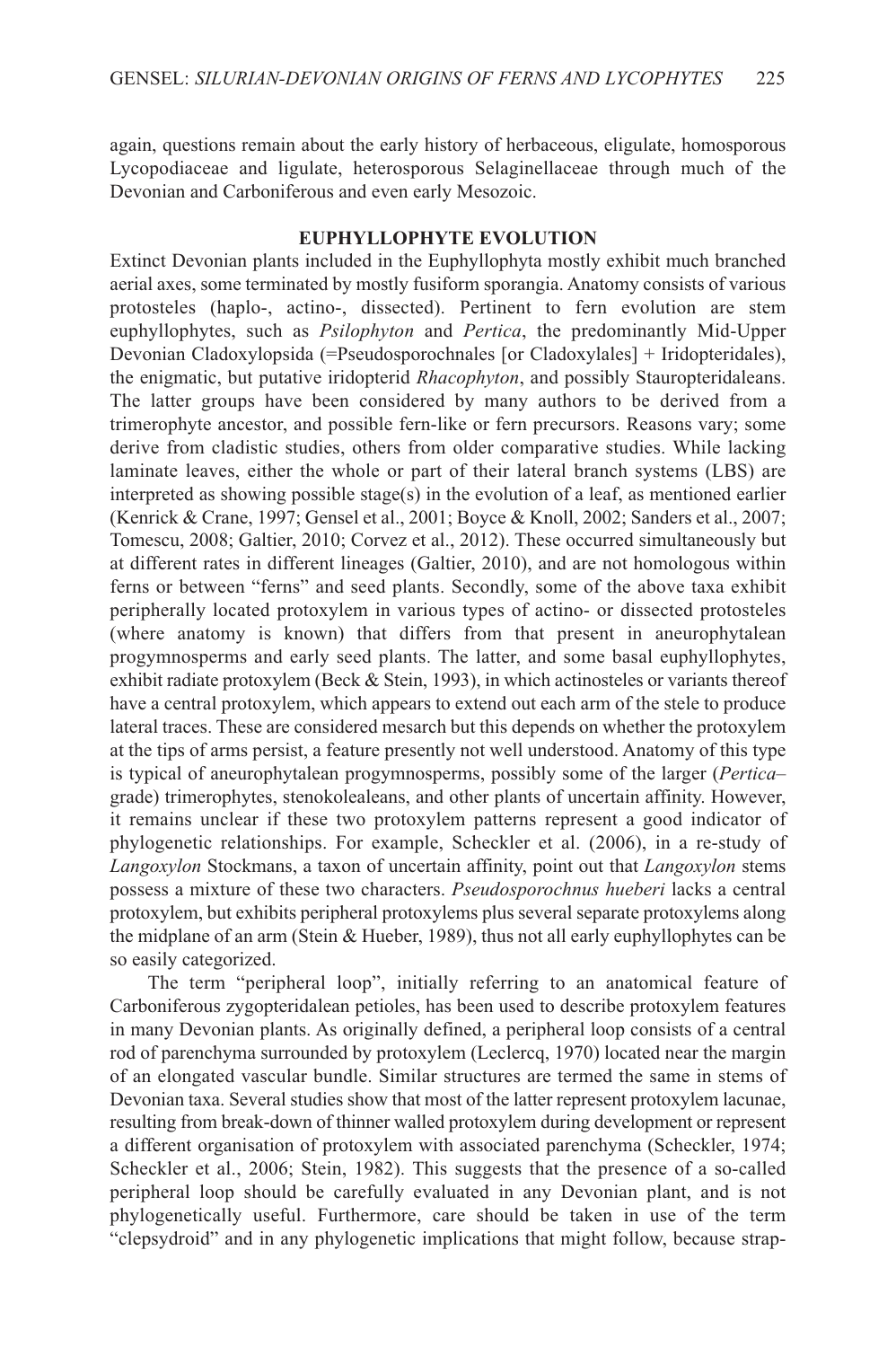again, questions remain about the early history of herbaceous, eligulate, homosporous Lycopodiaceae and ligulate, heterosporous Selaginellaceae through much of the Devonian and Carboniferous and even early Mesozoic.

## EUPHYLLOPHYTE EVOLUTION

Extinct Devonian plants included in the Euphyllophyta mostly exhibit much branched aerial axes, some terminated by mostly fusiform sporangia. Anatomy consists of various protosteles (haplo-, actino-, dissected). Pertinent to fern evolution are stem euphyllophytes, such as *Psilophyton* and *Pertica*, the predominantly Mid-Upper Devonian Cladoxylopsida (=Pseudosporochnales [or Cladoxylales] + Iridopteridales), the enigmatic, but putative iridopterid *Rhacophyton*, and possibly Stauropteridaleans. The latter groups have been considered by many authors to be derived from a trimerophyte ancestor, and possible fern-like or fern precursors. Reasons vary; some derive from cladistic studies, others from older comparative studies. While lacking laminate leaves, either the whole or part of their lateral branch systems (LBS) are interpreted as showing possible stage(s) in the evolution of a leaf, as mentioned earlier (Kenrick & Crane, 1997; Gensel et al., 2001; Boyce & Knoll, 2002; Sanders et al., 2007; Tomescu, 2008; Galtier, 2010; Corvez et al., 2012). These occurred simultaneously but at different rates in different lineages (Galtier, 2010), and are not homologous within ferns or between "ferns" and seed plants. Secondly, some of the above taxa exhibit peripherally located protoxylem in various types of actino- or dissected protosteles (where anatomy is known) that differs from that present in aneurophytalean progymnosperms and early seed plants. The latter, and some basal euphyllophytes, exhibit radiate protoxylem (Beck & Stein, 1993), in which actinosteles or variants thereof have a central protoxylem, which appears to extend out each arm of the stele to produce lateral traces. These are considered mesarch but this depends on whether the protoxylem at the tips of arms persist, a feature presently not well understood. Anatomy of this type is typical of aneurophytalean progymnosperms, possibly some of the larger (*Pertica*–grade) trimerophytes, stenokoleaIeans, and other plants of uncertain affinity. However, it remains unclear if these two protoxylem patterns represent a good indicator of phylogenetic relationships. For example, Scheckler et al. (2006), in a re-study of *Langoxylon* Stockmans, a taxon of uncertain affinity, point out that *Langoxylon* stems possess a mixture of these two characters. *Pseudosporochnus hueberi* lacks a central protoxylem, but exhibits peripheral protoxylems plus several separate protoxylems along the midplane of an arm (Stein & Hueber, 1989), thus not all early euphyllophytes can be so easily categorized.

The term "peripheral loop", initially referring to an anatomical feature of Carboniferous zygopteridalean petioles, has been used to describe protoxylem features in many Devonian plants. As originally defined, a peripheral loop consists of a central rod of parenchyma surrounded by protoxylem (Leclercq, 1970) located near the margin of an elongated vascular bundle. Similar structures are termed the same in stems of Devonian taxa. Several studies show that most of the latter represent protoxylem lacunae, resulting from break-down of thinner walled protoxylem during development or represent a different organisation of protoxylem with associated parenchyma (Scheckler, 1974; Scheckler et al., 2006; Stein, 1982). This suggests that the presence of a so-called peripheral loop should be carefully evaluated in any Devonian plant, and is not phylogenetically useful. Furthermore, care should be taken in use of the term "clepsydroid" and in any phylogenetic implications that might follow, because strap-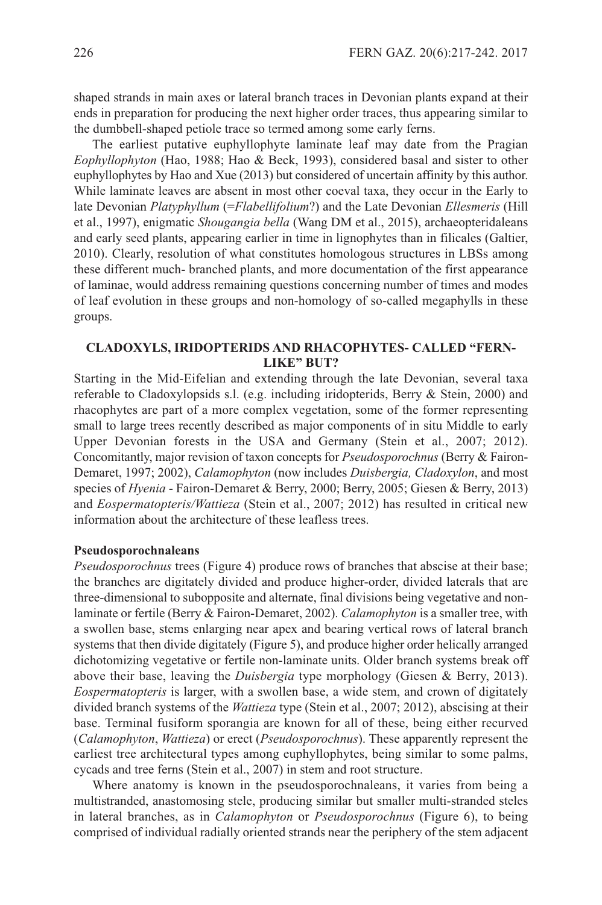shaped strands in main axes or lateral branch traces in Devonian plants expand at their ends in preparation for producing the next higher order traces, thus appearing similar to the dumbbell-shaped petiole trace so termed among some early ferns.

The earliest putative euphyllophyte laminate leaf may date from the Pragian *Eophyllophyton* (Hao, 1988; Hao & Beck, 1993), considered basal and sister to other euphyllophytes by Hao and Xue (2013) but considered of uncertain affinity by this author. While laminate leaves are absent in most other coeval taxa, they occur in the Early to late Devonian *Platyphyllum* (=*Flabellifolium*?) and the Late Devonian *Ellesmeris* (Hill et al., 1997), enigmatic *Shougangia bella* (Wang DM et al., 2015), archaeopteridaleans and early seed plants, appearing earlier in time in lignophytes than in filicales (Galtier, 2010). Clearly, resolution of what constitutes homologous structures in LBSs among these different much- branched plants, and more documentation of the first appearance of laminae, would address remaining questions concerning number of times and modes of leaf evolution in these groups and non-homology of so-called megaphylls in these groups.

## CLADOXYLS, IRIDOPTERIDS AND RHACOPHYTES- CALLED "FERN-LIKE" BUT?

Starting in the Mid-Eifelian and extending through the late Devonian, several taxa referable to Cladoxylopsids s.l. (e.g. including iridopterids, Berry & Stein, 2000) and rhacophytes are part of a more complex vegetation, some of the former representing small to large trees recently described as major components of in situ Middle to early Upper Devonian forests in the USA and Germany (Stein et al., 2007; 2012). Concomitantly, major revision of taxon concepts for *Pseudosporochnus* (Berry & Fairon-Demaret, 1997; 2002), *Calamophyton* (now includes *Duisbergia, Cladoxylon*, and most species of *Hyenia* - Fairon-Demaret & Berry, 2000; Berry, 2005; Giesen & Berry, 2013) and *Eospermatopteris/Wattieza* (Stein et al., 2007; 2012) has resulted in critical new information about the architecture of these leafless trees.

### Pseudosporochnaleans

*Pseudosporochnus* trees (Figure 4) produce rows of branches that abscise at their base; the branches are digitately divided and produce higher-order, divided laterals that are three-dimensional to subopposite and alternate, final divisions being vegetative and non-laminate or fertile (Berry & Fairon-Demaret, 2002). *Calamophyton* is a smaller tree, with a swollen base, stems enlarging near apex and bearing vertical rows of lateral branch systems that then divide digitately (Figure 5), and produce higher order helically arranged dichotomizing vegetative or fertile non-laminate units. Older branch systems break off above their base, leaving the *Duisbergia* type morphology (Giesen & Berry, 2013). *Eospermatopteris* is larger, with a swollen base, a wide stem, and crown of digitately divided branch systems of the *Wattieza* type (Stein et al., 2007; 2012), abscising at their base. Terminal fusiform sporangia are known for all of these, being either recurved (*Calamophyton*, *Wattieza*) or erect (*Pseudosporochnus*). These apparently represent the earliest tree architectural types among euphyllophytes, being similar to some palms, cycads and tree ferns (Stein et al., 2007) in stem and root structure.

Where anatomy is known in the pseudosporochnaleans, it varies from being a multistranded, anastomosing stele, producing similar but smaller multi-stranded steles in lateral branches, as in *Calamophyton* or *Pseudosporochnus* (Figure 6), to being comprised of individual radially oriented strands near the periphery of the stem adjacent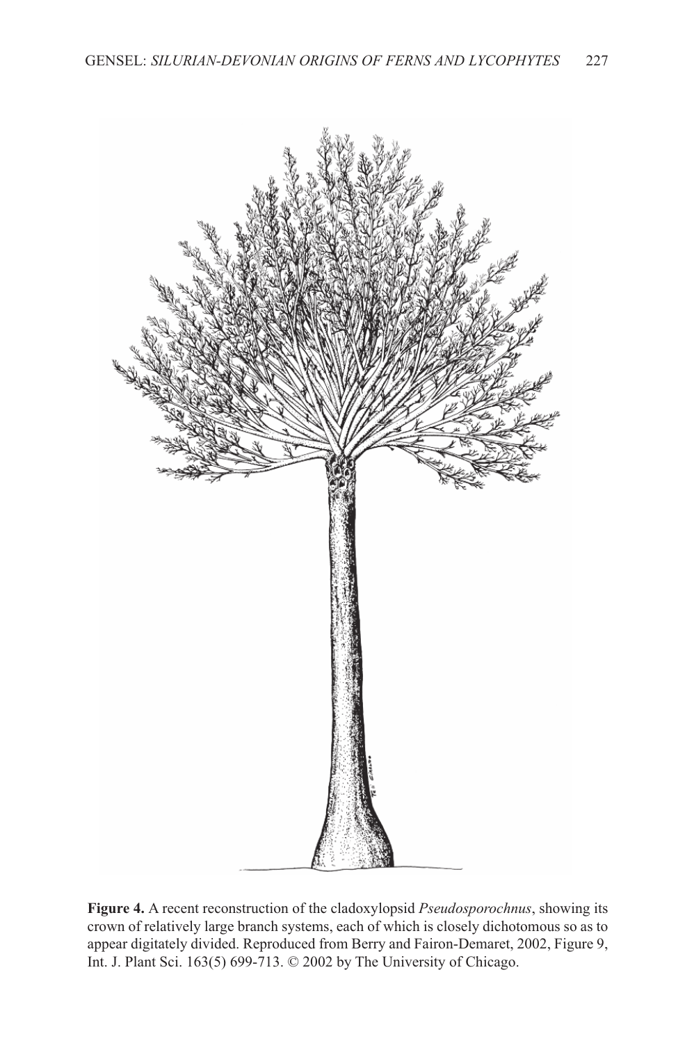**Figure 4.** A recent reconstruction of the cladoxylopsid *Pseudosporochnus*, showing its crown of relatively large branch systems, each of which is closely dichotomous so as to appear digitately divided. Reproduced from Berry and Fairon-Demaret, 2002, Figure 9, Int. J. Plant Sci. 163(5) 699-713. © 2002 by The University of Chicago.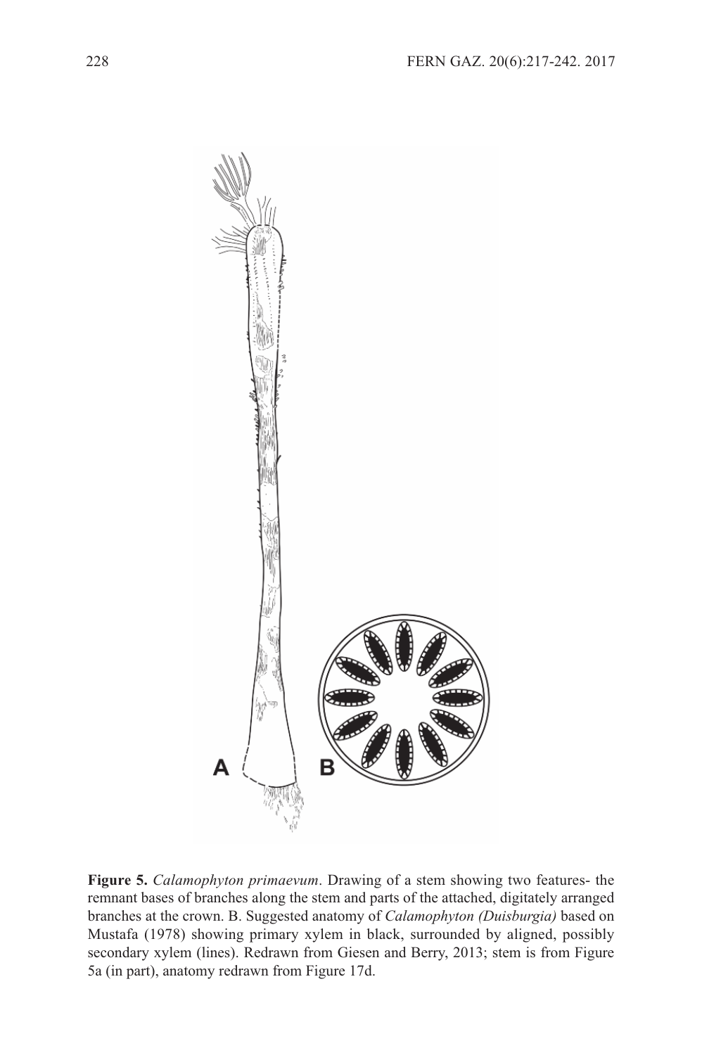**Figure 5.** *Calamophyton primaevum*. Drawing of a stem showing two features- the remnant bases of branches along the stem and parts of the attached, digitately arranged branches at the crown. B. Suggested anatomy of *Calamophyton (Duisburgia)* based on Mustafa (1978) showing primary xylem in black, surrounded by aligned, possibly secondary xylem (lines). Redrawn from Giesen and Berry, 2013; stem is from Figure 5a (in part), anatomy redrawn from Figure 17d.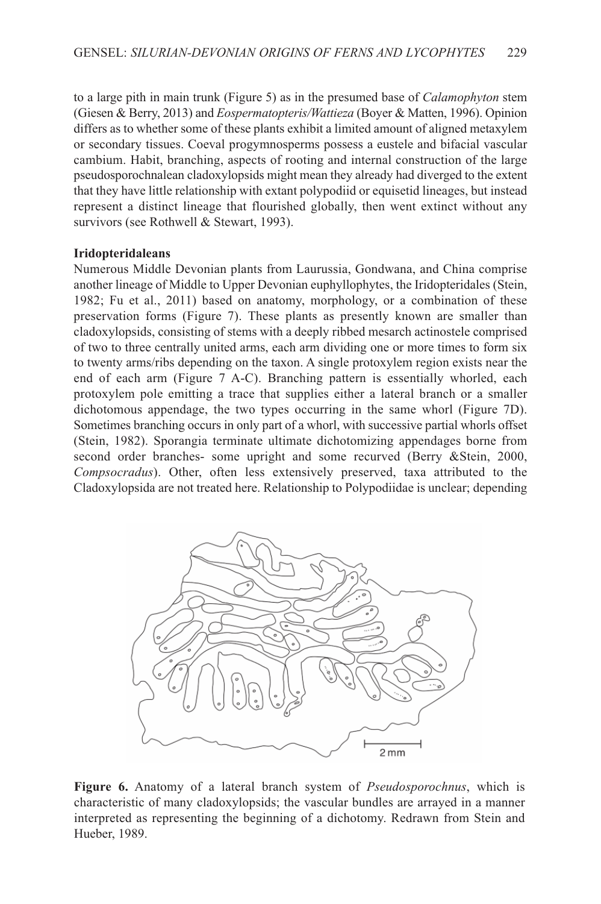to a large pith in main trunk (Figure 5) as in the presumed base of *Calamophyton* stem (Giesen & Berry, 2013) and *Eospermatopteris/Wattieza* (Boyer & Matten, 1996). Opinion differs as to whether some of these plants exhibit a limited amount of aligned metaxylem or secondary tissues. Coeval progymnosperms possess a eustele and bifacial vascular cambium. Habit, branching, aspects of rooting and internal construction of the large pseudosporochnalean cladoxylopsids might mean they already had diverged to the extent that they have little relationship with extant polypodiid or equisetid lineages, but instead represent a distinct lineage that flourished globally, then went extinct without any survivors (see Rothwell & Stewart, 1993).

**Iridopteridaleans**

Numerous Middle Devonian plants from Laurussia, Gondwana, and China comprise another lineage of Middle to Upper Devonian euphyllophytes, the Iridopteridales (Stein, 1982; Fu et al., 2011) based on anatomy, morphology, or a combination of these preservation forms (Figure 7). These plants as presently known are smaller than cladoxylopsids, consisting of stems with a deeply ribbed mesarch actinostele comprised of two to three centrally united arms, each arm dividing one or more times to form six to twenty arms/ribs depending on the taxon. A single protoxylem region exists near the end of each arm (Figure 7 A-C). Branching pattern is essentially whorled, each protoxylem pole emitting a trace that supplies either a lateral branch or a smaller dichotomous appendage, the two types occurring in the same whorl (Figure 7D). Sometimes branching occurs in only part of a whorl, with successive partial whorls offset (Stein, 1982). Sporangia terminate ultimate dichotomizing appendages borne from second order branches- some upright and some recurved (Berry &Stein, 2000, *Compsocradus*). Other, often less extensively preserved, taxa attributed to the Cladoxylopsida are not treated here. Relationship to Polypodiidae is unclear; depending

**Figure 6.** Anatomy of a lateral branch system of *Pseudosporochnus*, which is characteristic of many cladoxylopsids; the vascular bundles are arrayed in a manner interpreted as representing the beginning of a dichotomy. Redrawn from Stein and Hueber, 1989.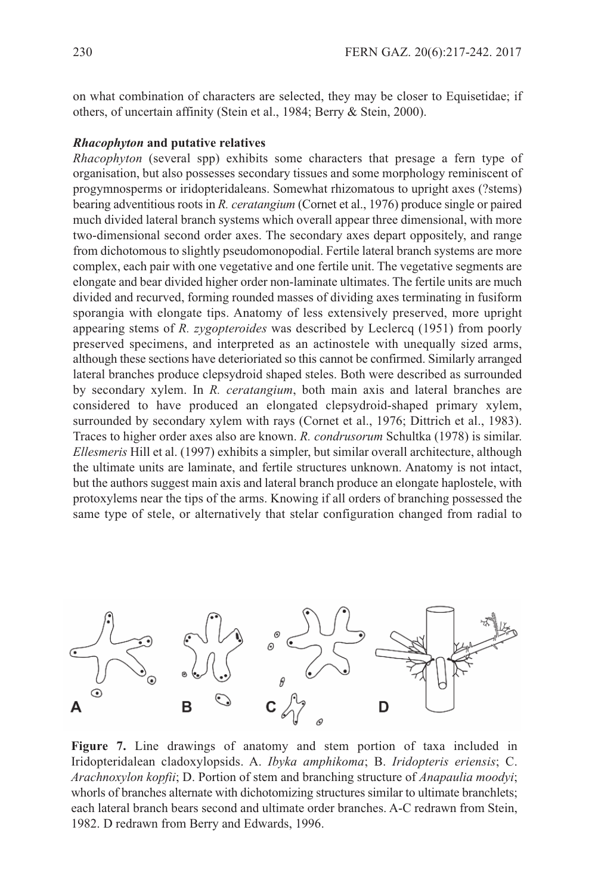on what combination of characters are selected, they may be closer to Equisetidae; if others, of uncertain affinity (Stein et al., 1984; Berry & Stein, 2000).

### *Rhacophyton* and putative relatives

*Rhacophyton* (several spp) exhibits some characters that presage a fern type of organisation, but also possesses secondary tissues and some morphology reminiscent of progymnosperms or iridopteridaleans. Somewhat rhizomatous to upright axes (?stems) bearing adventitious roots in *R. ceratangium* (Cornet et al., 1976) produce single or paired much divided lateral branch systems which overall appear three dimensional, with more two-dimensional second order axes. The secondary axes depart oppositely, and range from dichotomous to slightly pseudomonopodial. Fertile lateral branch systems are more complex, each pair with one vegetative and one fertile unit. The vegetative segments are elongate and bear divided higher order non-laminate ultimates. The fertile units are much divided and recurved, forming rounded masses of dividing axes terminating in fusiform sporangia with elongate tips. Anatomy of less extensively preserved, more upright appearing stems of *R. zygopteroides* was described by Leclercq (1951) from poorly preserved specimens, and interpreted as an actinostele with unequally sized arms, although these sections have deterioriated so this cannot be confirmed. Similarly arranged lateral branches produce clepsydroid shaped steles. Both were described as surrounded by secondary xylem. In *R. ceratangium*, both main axis and lateral branches are considered to have produced an elongated clepsydroid-shaped primary xylem, surrounded by secondary xylem with rays (Cornet et al., 1976; Dittrich et al., 1983). Traces to higher order axes also are known. *R. condrusorum* Schultka (1978) is similar. *Ellesmeris* Hill et al. (1997) exhibits a simpler, but similar overall architecture, although the ultimate units are laminate, and fertile structures unknown. Anatomy is not intact, but the authors suggest main axis and lateral branch produce an elongate haplostele, with protoxylems near the tips of the arms. Knowing if all orders of branching possessed the same type of stele, or alternatively that stelar configuration changed from radial to

**Figure 7.** Line drawings of anatomy and stem portion of taxa included in Iridopteridalean cladoxylopsids. A. *Ibyka amphikoma*; B. *Iridopteris eriensis*; C. *Arachnoxylon kopfii*; D. Portion of stem and branching structure of *Anapaulia moodyi*; whorls of branches alternate with dichotomizing structures similar to ultimate branchlets; each lateral branch bears second and ultimate order branches. A-C redrawn from Stein, 1982. D redrawn from Berry and Edwards, 1996.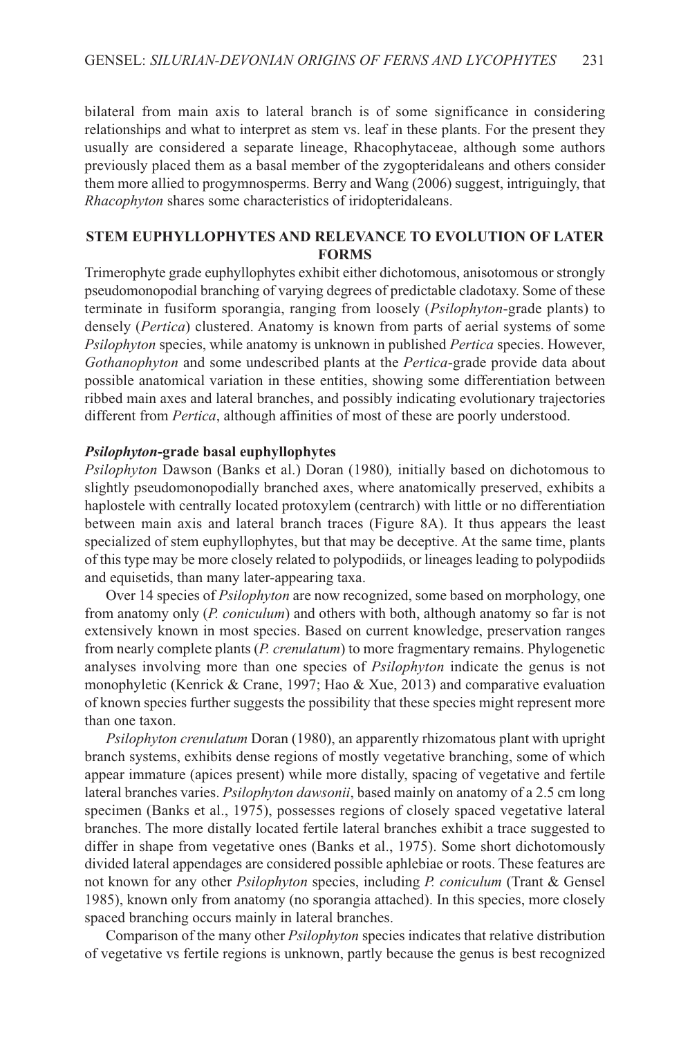bilateral from main axis to lateral branch is of some significance in considering relationships and what to interpret as stem vs. leaf in these plants. For the present they usually are considered a separate lineage, Rhacophytaceae, although some authors previously placed them as a basal member of the zygopteridaleans and others consider them more allied to progymnosperms. Berry and Wang (2006) suggest, intriguingly, that *Rhacophyton* shares some characteristics of iridopteridaleans.

## STEM EUPHYLLOPHYTES AND RELEVANCE TO EVOLUTION OF LATER FORMS

Trimerophyte grade euphyllophytes exhibit either dichotomous, anisotomous or strongly pseudomonopodial branching of varying degrees of predictable cladotaxy. Some of these terminate in fusiform sporangia, ranging from loosely (*Psilophyton*-grade plants) to densely (*Pertica*) clustered. Anatomy is known from parts of aerial systems of some *Psilophyton* species, while anatomy is unknown in published *Pertica* species. However, *Gothanophyton* and some undescribed plants at the *Pertica*-grade provide data about possible anatomical variation in these entities, showing some differentiation between ribbed main axes and lateral branches, and possibly indicating evolutionary trajectories different from *Pertica*, although affinities of most of these are poorly understood.

### *Psilophyton*-grade basal euphyllophytes

*Psilophyton* Dawson (Banks et al.) Doran (1980), initially based on dichotomous to slightly pseudomonopodially branched axes, where anatomically preserved, exhibits a haplostele with centrally located protoxylem (centrarch) with little or no differentiation between main axis and lateral branch traces (Figure 8A). It thus appears the least specialized of stem euphyllophytes, but that may be deceptive. At the same time, plants of this type may be more closely related to polypodiids, or lineages leading to polypodiids and equisetids, than many later-appearing taxa.

Over 14 species of *Psilophyton* are now recognized, some based on morphology, one from anatomy only (*P. coniculum*) and others with both, although anatomy so far is not extensively known in most species. Based on current knowledge, preservation ranges from nearly complete plants (*P. crenulatum*) to more fragmentary remains. Phylogenetic analyses involving more than one species of *Psilophyton* indicate the genus is not monophyletic (Kenrick & Crane, 1997; Hao & Xue, 2013) and comparative evaluation of known species further suggests the possibility that these species might represent more than one taxon.

*Psilophyton crenulatum* Doran (1980), an apparently rhizomatous plant with upright branch systems, exhibits dense regions of mostly vegetative branching, some of which appear immature (apices present) while more distally, spacing of vegetative and fertile lateral branches varies. *Psilophyton dawsonii*, based mainly on anatomy of a 2.5 cm long specimen (Banks et al., 1975), possesses regions of closely spaced vegetative lateral branches. The more distally located fertile lateral branches exhibit a trace suggested to differ in shape from vegetative ones (Banks et al., 1975). Some short dichotomously divided lateral appendages are considered possible aphlebiae or roots. These features are not known for any other *Psilophyton* species, including *P. coniculum* (Trant & Gensel 1985), known only from anatomy (no sporangia attached). In this species, more closely spaced branching occurs mainly in lateral branches.

Comparison of the many other *Psilophyton* species indicates that relative distribution of vegetative vs fertile regions is unknown, partly because the genus is best recognized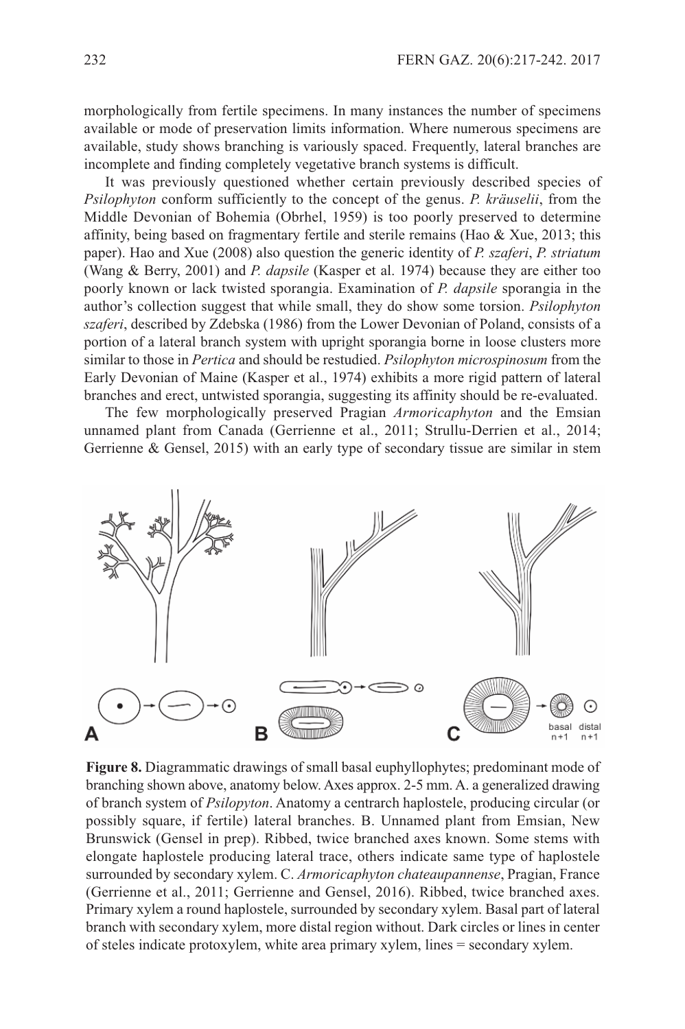morphologically from fertile specimens. In many instances the number of specimens available or mode of preservation limits information. Where numerous specimens are available, study shows branching is variously spaced. Frequently, lateral branches are incomplete and finding completely vegetative branch systems is difficult.

It was previously questioned whether certain previously described species of *Psilophyton* conform sufficiently to the concept of the genus. *P. kräuselii*, from the Middle Devonian of Bohemia (Obrhel, 1959) is too poorly preserved to determine affinity, being based on fragmentary fertile and sterile remains (Hao & Xue, 2013; this paper). Hao and Xue (2008) also question the generic identity of *P. szaferi*, *P. striatum* (Wang & Berry, 2001) and *P. dapsile* (Kasper et al. 1974) because they are either too poorly known or lack twisted sporangia. Examination of *P. dapsile* sporangia in the author's collection suggest that while small, they do show some torsion. *Psilophyton szaferi*, described by Zdebska (1986) from the Lower Devonian of Poland, consists of a portion of a lateral branch system with upright sporangia borne in loose clusters more similar to those in *Pertica* and should be restudied. *Psilophyton microspinosum* from the Early Devonian of Maine (Kasper et al., 1974) exhibits a more rigid pattern of lateral branches and erect, untwisted sporangia, suggesting its affinity should be re-evaluated.

The few morphologically preserved Pragian *Armoricaphyton* and the Emsian unnamed plant from Canada (Gerrienne et al., 2011; Strullu-Derrien et al., 2014; Gerrienne & Gensel, 2015) with an early type of secondary tissue are similar in stem

**Figure 8.** Diagrammatic drawings of small basal euphyllophytes; predominant mode of branching shown above, anatomy below. Axes approx. 2-5 mm. A. a generalized drawing of branch system of *Psilopyton*. Anatomy a centrarch haplostele, producing circular (or possibly square, if fertile) lateral branches. B. Unnamed plant from Emsian, New Brunswick (Gensel in prep). Ribbed, twice branched axes known. Some stems with elongate haplostele producing lateral trace, others indicate same type of haplostele surrounded by secondary xylem. C. *Armoricaphyton chateaupannense*, Pragian, France (Gerrienne et al., 2011; Gerrienne and Gensel, 2016). Ribbed, twice branched axes. Primary xylem a round haplostele, surrounded by secondary xylem. Basal part of lateral branch with secondary xylem, more distal region without. Dark circles or lines in center of steles indicate protoxylem, white area primary xylem, lines = secondary xylem.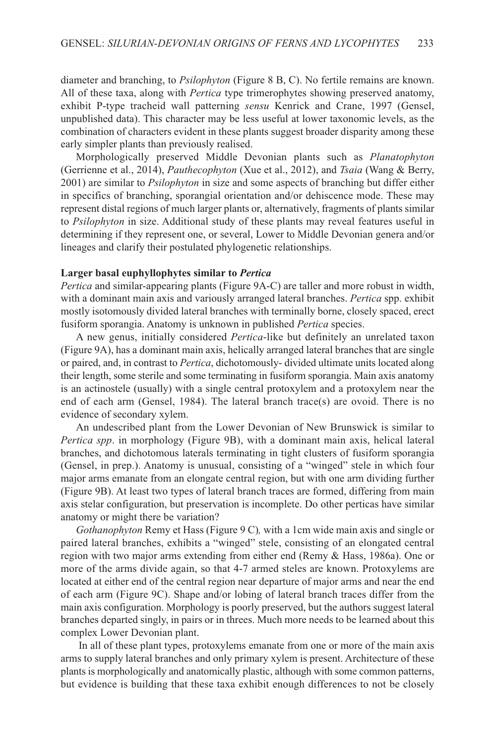diameter and branching, to *Psilophyton* (Figure 8 B, C). No fertile remains are known. All of these taxa, along with *Pertica* type trimerophytes showing preserved anatomy, exhibit P-type tracheid wall patterning *sensu* Kenrick and Crane, 1997 (Gensel, unpublished data). This character may be less useful at lower taxonomic levels, as the combination of characters evident in these plants suggest broader disparity among these early simpler plants than previously realised.

Morphologically preserved Middle Devonian plants such as *Planatophyton* (Gerrienne et al., 2014), *Pauthecophyton* (Xue et al., 2012), and *Tsaia* (Wang & Berry, 2001) are similar to *Psilophyton* in size and some aspects of branching but differ either in specifics of branching, sporangial orientation and/or dehiscence mode. These may represent distal regions of much larger plants or, alternatively, fragments of plants similar to *Psilophyton* in size. Additional study of these plants may reveal features useful in determining if they represent one, or several, Lower to Middle Devonian genera and/or lineages and clarify their postulated phylogenetic relationships.

**Larger basal euphyllophytes similar to *Pertica***

*Pertica* and similar-appearing plants (Figure 9A-C) are taller and more robust in width, with a dominant main axis and variously arranged lateral branches. *Pertica* spp. exhibit mostly isotomously divided lateral branches with terminally borne, closely spaced, erect fusiform sporangia. Anatomy is unknown in published *Pertica* species.

A new genus, initially considered *Pertica*-like but definitely an unrelated taxon (Figure 9A), has a dominant main axis, helically arranged lateral branches that are single or paired, and, in contrast to *Pertica*, dichotomously- divided ultimate units located along their length, some sterile and some terminating in fusiform sporangia. Main axis anatomy is an actinostele (usually) with a single central protoxylem and a protoxylem near the end of each arm (Gensel, 1984). The lateral branch trace(s) are ovoid. There is no evidence of secondary xylem.

An undescribed plant from the Lower Devonian of New Brunswick is similar to *Pertica spp*. in morphology (Figure 9B), with a dominant main axis, helical lateral branches, and dichotomous laterals terminating in tight clusters of fusiform sporangia (Gensel, in prep.). Anatomy is unusual, consisting of a "winged" stele in which four major arms emanate from an elongate central region, but with one arm dividing further (Figure 9B). At least two types of lateral branch traces are formed, differing from main axis stelar configuration, but preservation is incomplete. Do other perticas have similar anatomy or might there be variation?

*Gothanophyton* Remy et Hass (Figure 9 C), with a 1cm wide main axis and single or paired lateral branches, exhibits a "winged" stele, consisting of an elongated central region with two major arms extending from either end (Remy & Hass, 1986a). One or more of the arms divide again, so that 4-7 armed steles are known. Protoxylems are located at either end of the central region near departure of major arms and near the end of each arm (Figure 9C). Shape and/or lobing of lateral branch traces differ from the main axis configuration. Morphology is poorly preserved, but the authors suggest lateral branches departed singly, in pairs or in threes. Much more needs to be learned about this complex Lower Devonian plant.

In all of these plant types, protoxylems emanate from one or more of the main axis arms to supply lateral branches and only primary xylem is present. Architecture of these plants is morphologically and anatomically plastic, although with some common patterns, but evidence is building that these taxa exhibit enough differences to not be closely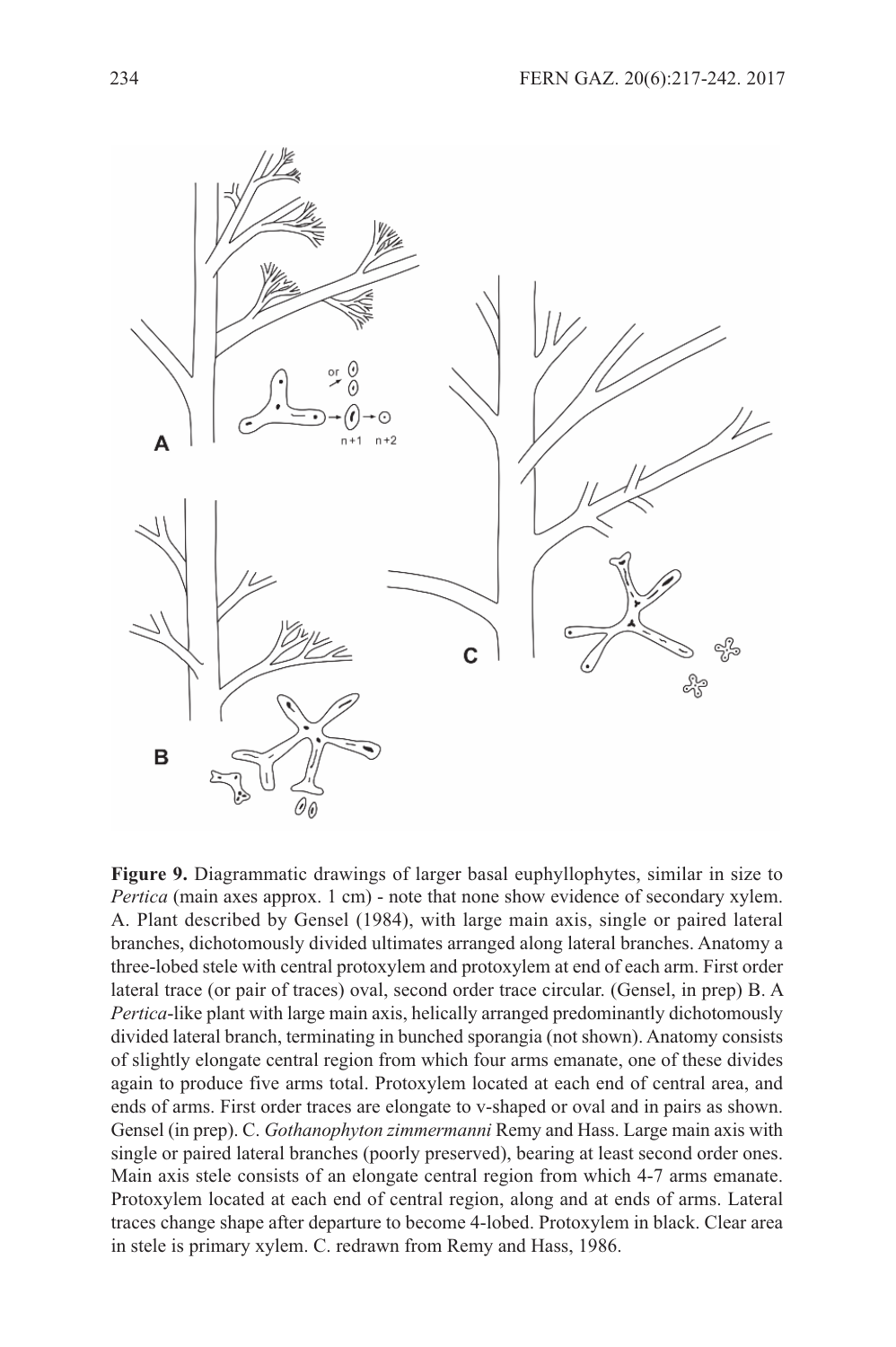**Figure 9.** Diagrammatic drawings of larger basal euphyllophytes, similar in size to *Pertica* (main axes approx. 1 cm) - note that none show evidence of secondary xylem. A. Plant described by Gensel (1984), with large main axis, single or paired lateral branches, dichotomously divided ultimates arranged along lateral branches. Anatomy a three-lobed stele with central protoxylem and protoxylem at end of each arm. First order lateral trace (or pair of traces) oval, second order trace circular. (Gensel, in prep) B. A *Pertica*-like plant with large main axis, helically arranged predominantly dichotomously divided lateral branch, terminating in bunched sporangia (not shown). Anatomy consists of slightly elongate central region from which four arms emanate, one of these divides again to produce five arms total. Protoxylem located at each end of central area, and ends of arms. First order traces are elongate to v-shaped or oval and in pairs as shown. Gensel (in prep). C. *Gothanophyton zimmermanni* Remy and Hass. Large main axis with single or paired lateral branches (poorly preserved), bearing at least second order ones. Main axis stele consists of an elongate central region from which 4-7 arms emanate. Protoxylem located at each end of central region, along and at ends of arms. Lateral traces change shape after departure to become 4-lobed. Protoxylem in black. Clear area in stele is primary xylem. C. redrawn from Remy and Hass, 1986.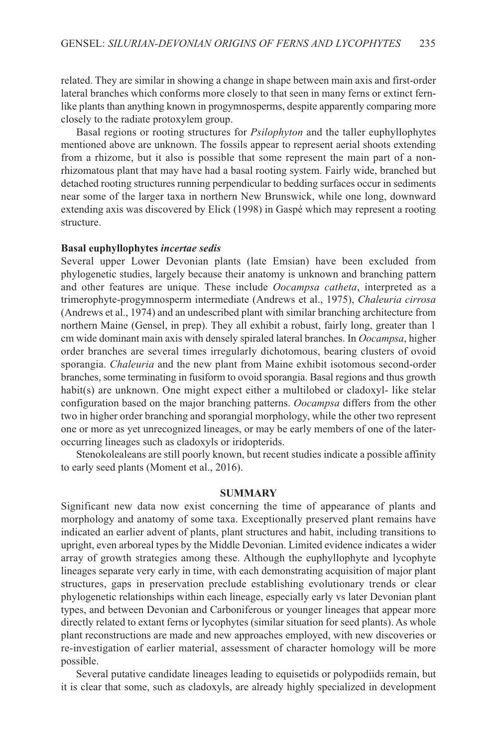related. They are similar in showing a change in shape between main axis and first-order lateral branches which conforms more closely to that seen in many ferns or extinct fern-like plants than anything known in progymnosperms, despite apparently comparing more closely to the radiate protoxylem group.

Basal regions or rooting structures for *Psilophyton* and the taller euphyllophytes mentioned above are unknown. The fossils appear to represent aerial shoots extending from a rhizome, but it also is possible that some represent the main part of a non-rhizomatous plant that may have had a basal rooting system. Fairly wide, branched but detached rooting structures running perpendicular to bedding surfaces occur in sediments near some of the larger taxa in northern New Brunswick, while one long, downward extending axis was discovered by Elick (1998) in Gaspé which may represent a rooting structure.

### Basal euphyllophytes *incertae sedis*

Several upper Lower Devonian plants (late Emsian) have been excluded from phylogenetic studies, largely because their anatomy is unknown and branching pattern and other features are unique. These include *Oocampsa catheta*, interpreted as a trimerophyte-progymnosperm intermediate (Andrews et al., 1975), *Chaleuria cirrosa* (Andrews et al., 1974) and an undescribed plant with similar branching architecture from northern Maine (Gensel, in prep). They all exhibit a robust, fairly long, greater than 1 cm wide dominant main axis with densely spiraled lateral branches. In *Oocampsa*, higher order branches are several times irregularly dichotomous, bearing clusters of ovoid sporangia. *Chaleuria* and the new plant from Maine exhibit isotomous second-order branches, some terminating in fusiform to ovoid sporangia. Basal regions and thus growth habit(s) are unknown. One might expect either a multilobed or cladoxyl- like stelar configuration based on the major branching patterns. *Oocampsa* differs from the other two in higher order branching and sporangial morphology, while the other two represent one or more as yet unrecognized lineages, or may be early members of one of the later-occurring lineages such as cladoxyls or iridopterids.

Stenokolealeans are still poorly known, but recent studies indicate a possible affinity to early seed plants (Moment et al., 2016).

## SUMMARY

Significant new data now exist concerning the time of appearance of plants and morphology and anatomy of some taxa. Exceptionally preserved plant remains have indicated an earlier advent of plants, plant structures and habit, including transitions to upright, even arboreal types by the Middle Devonian. Limited evidence indicates a wider array of growth strategies among these. Although the euphyllophyte and lycophyte lineages separate very early in time, with each demonstrating acquisition of major plant structures, gaps in preservation preclude establishing evolutionary trends or clear phylogenetic relationships within each lineage, especially early vs later Devonian plant types, and between Devonian and Carboniferous or younger lineages that appear more directly related to extant ferns or lycophytes (similar situation for seed plants). As whole plant reconstructions are made and new approaches employed, with new discoveries or re-investigation of earlier material, assessment of character homology will be more possible.

Several putative candidate lineages leading to equisetids or polypodiids remain, but it is clear that some, such as cladoxyls, are already highly specialized in development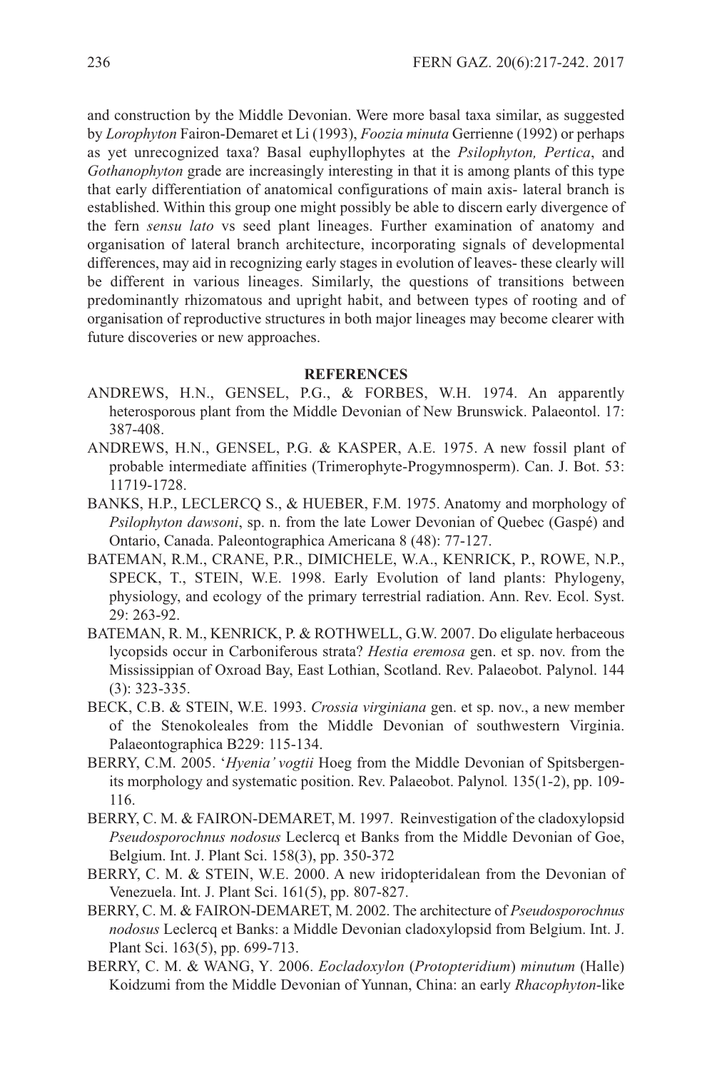and construction by the Middle Devonian. Were more basal taxa similar, as suggested by *Lorophyton* Fairon-Demaret et Li (1993), *Foozia minuta* Gerrienne (1992) or perhaps as yet unrecognized taxa? Basal euphyllophytes at the *Psilophyton, Pertica*, and *Gothanophyton* grade are increasingly interesting in that it is among plants of this type that early differentiation of anatomical configurations of main axis- lateral branch is established. Within this group one might possibly be able to discern early divergence of the fern *sensu lato* vs seed plant lineages. Further examination of anatomy and organisation of lateral branch architecture, incorporating signals of developmental differences, may aid in recognizing early stages in evolution of leaves- these clearly will be different in various lineages. Similarly, the questions of transitions between predominantly rhizomatous and upright habit, and between types of rooting and of organisation of reproductive structures in both major lineages may become clearer with future discoveries or new approaches.

## REFERENCES

ANDREWS, H.N., GENSEL, P.G., & FORBES, W.H. 1974. An apparently heterosporous plant from the Middle Devonian of New Brunswick. Palaeontol. 17: 387-408.

ANDREWS, H.N., GENSEL, P.G. & KASPER, A.E. 1975. A new fossil plant of probable intermediate affinities (Trimerophyte-Progymnosperm). Can. J. Bot. 53: 11719-1728.

BANKS, H.P., LECLERCQ S., & HUEBER, F.M. 1975. Anatomy and morphology of *Psilophyton dawsoni*, sp. n. from the late Lower Devonian of Quebec (Gaspé) and Ontario, Canada. Paleontographica Americana 8 (48): 77-127.

BATEMAN, R.M., CRANE, P.R., DIMICHELE, W.A., KENRICK, P., ROWE, N.P., SPECK, T., STEIN, W.E. 1998. Early Evolution of land plants: Phylogeny, physiology, and ecology of the primary terrestrial radiation. Ann. Rev. Ecol. Syst. 29: 263-92.

BATEMAN, R. M., KENRICK, P. & ROTHWELL, G.W. 2007. Do eligulate herbaceous lycopsids occur in Carboniferous strata? *Hestia eremosa* gen. et sp. nov. from the Mississippian of Oxroad Bay, East Lothian, Scotland. Rev. Palaeobot. Palynol. 144 (3): 323-335.

BECK, C.B. & STEIN, W.E. 1993. *Crossia virginiana* gen. et sp. nov., a new member of the Stenokoleales from the Middle Devonian of southwestern Virginia. Palaeontographica B229: 115-134.

BERRY, C.M. 2005. '*Hyenia' vogtii* Hoeg from the Middle Devonian of Spitsbergen- its morphology and systematic position. Rev. Palaeobot. Palynol*.* 135(1-2), pp. 109-116.

BERRY, C. M. & FAIRON-DEMARET, M. 1997. Reinvestigation of the cladoxylopsid *Pseudosporochnus nodosus* Leclercq et Banks from the Middle Devonian of Goe, Belgium. Int. J. Plant Sci. 158(3), pp. 350-372

BERRY, C. M. & STEIN, W.E. 2000. A new iridopteridalean from the Devonian of Venezuela. Int. J. Plant Sci. 161(5), pp. 807-827.

BERRY, C. M. & FAIRON-DEMARET, M. 2002. The architecture of *Pseudosporochnus nodosus* Leclercq et Banks: a Middle Devonian cladoxylopsid from Belgium. Int. J. Plant Sci. 163(5), pp. 699-713.

BERRY, C. M. & WANG, Y. 2006. *Eocladoxylon* (*Protopteridium*) *minutum* (Halle) Koidzumi from the Middle Devonian of Yunnan, China: an early *Rhacophyton*-like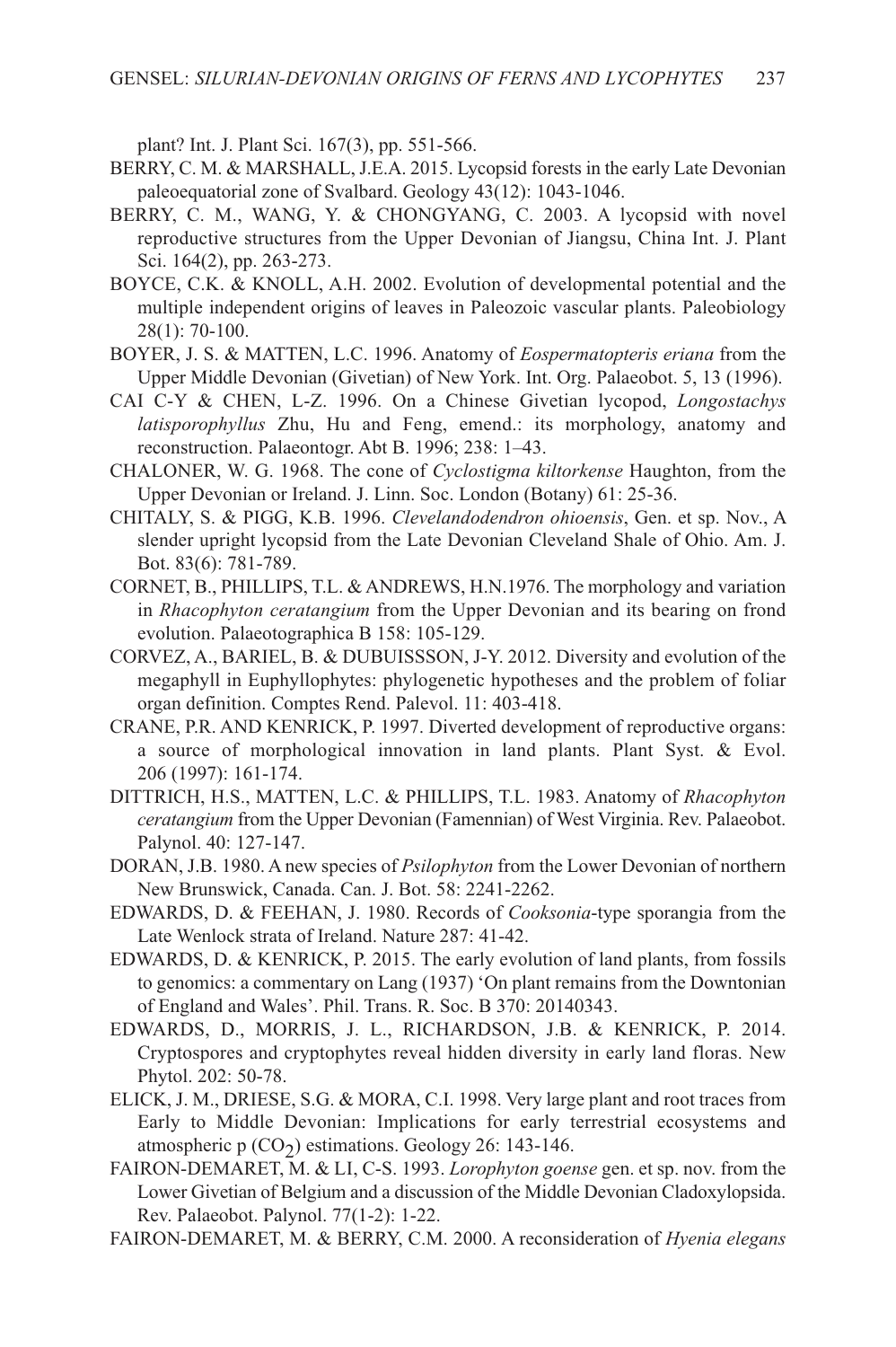plant? Int. J. Plant Sci. 167(3), pp. 551-566.

BERRY, C. M. & MARSHALL, J.E.A. 2015. Lycopsid forests in the early Late Devonian paleoequatorial zone of Svalbard. Geology 43(12): 1043-1046.

BERRY, C. M., WANG, Y. & CHONGYANG, C. 2003. A lycopsid with novel reproductive structures from the Upper Devonian of Jiangsu, China Int. J. Plant Sci. 164(2), pp. 263-273.

BOYCE, C.K. & KNOLL, A.H. 2002. Evolution of developmental potential and the multiple independent origins of leaves in Paleozoic vascular plants. Paleobiology 28(1): 70-100.

BOYER, J. S. & MATTEN, L.C. 1996. Anatomy of *Eospermatopteris eriana* from the Upper Middle Devonian (Givetian) of New York. Int. Org. Palaeobot. 5, 13 (1996).

CAI C-Y & CHEN, L-Z. 1996. On a Chinese Givetian lycopod, *Longostachys latisporophyllus* Zhu, Hu and Feng, emend.: its morphology, anatomy and reconstruction. Palaeontogr. Abt B. 1996; 238: 1–43.

CHALONER, W. G. 1968. The cone of *Cyclostigma kiltorkense* Haughton, from the Upper Devonian or Ireland. J. Linn. Soc. London (Botany) 61: 25-36.

CHITALY, S. & PIGG, K.B. 1996. *Clevelandodendron ohioensis*, Gen. et sp. Nov., A slender upright lycopsid from the Late Devonian Cleveland Shale of Ohio. Am. J. Bot. 83(6): 781-789.

CORNET, B., PHILLIPS, T.L. & ANDREWS, H.N.1976. The morphology and variation in *Rhacophyton ceratangium* from the Upper Devonian and its bearing on frond evolution. Palaeotographica B 158: 105-129.

CORVEZ, A., BARIEL, B. & DUBUISSSON, J-Y. 2012. Diversity and evolution of the megaphyll in Euphyllophytes: phylogenetic hypotheses and the problem of foliar organ definition. Comptes Rend. Palevol. 11: 403-418.

CRANE, P.R. AND KENRICK, P. 1997. Diverted development of reproductive organs: a source of morphological innovation in land plants. Plant Syst. & Evol. 206 (1997): 161-174.

DITTRICH, H.S., MATTEN, L.C. & PHILLIPS, T.L. 1983. Anatomy of *Rhacophyton ceratangium* from the Upper Devonian (Famennian) of West Virginia. Rev. Palaeobot. Palynol. 40: 127-147.

DORAN, J.B. 1980. A new species of *Psilophyton* from the Lower Devonian of northern New Brunswick, Canada. Can. J. Bot. 58: 2241-2262.

EDWARDS, D. & FEEHAN, J. 1980. Records of *Cooksonia*-type sporangia from the Late Wenlock strata of Ireland. Nature 287: 41-42.

EDWARDS, D. & KENRICK, P. 2015. The early evolution of land plants, from fossils to genomics: a commentary on Lang (1937) 'On plant remains from the Downtonian of England and Wales'. Phil. Trans. R. Soc. B 370: 20140343.

EDWARDS, D., MORRIS, J. L., RICHARDSON, J.B. & KENRICK, P. 2014. Cryptospores and cryptophytes reveal hidden diversity in early land floras. New Phytol. 202: 50-78.

ELICK, J. M., DRIESE, S.G. & MORA, C.I. 1998. Very large plant and root traces from Early to Middle Devonian: Implications for early terrestrial ecosystems and atmospheric p ($CO_2$) estimations. Geology 26: 143-146.

FAIRON-DEMARET, M. & LI, C-S. 1993. *Lorophyton goense* gen. et sp. nov. from the Lower Givetian of Belgium and a discussion of the Middle Devonian Cladoxylopsida. Rev. Palaeobot. Palynol. 77(1-2): 1-22.

FAIRON-DEMARET, M. & BERRY, C.M. 2000. A reconsideration of *Hyenia elegans*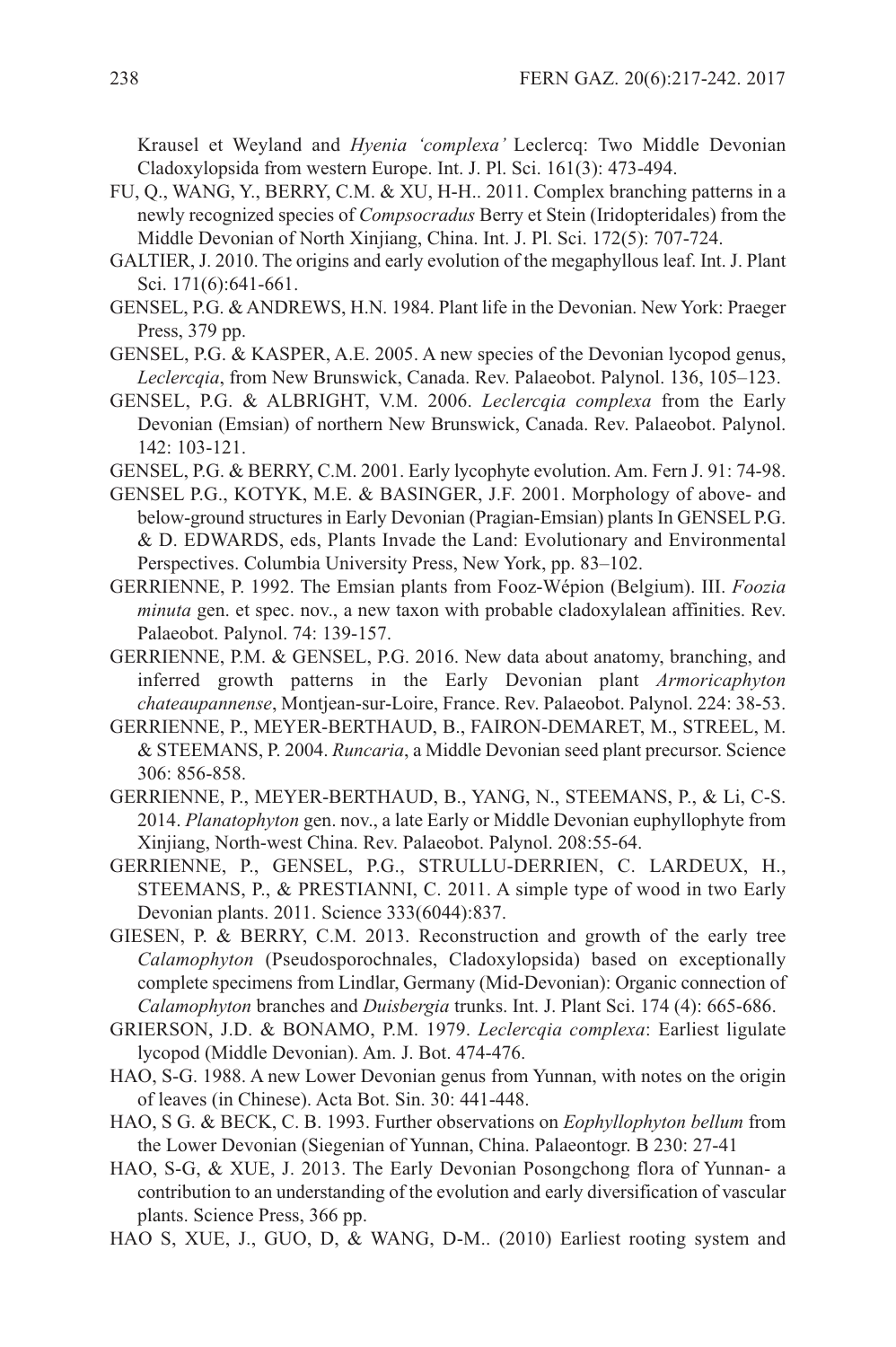Krausel et Weyland and *Hyenia 'complexa'* Leclercq: Two Middle Devonian Cladoxylopsida from western Europe. Int. J. Pl. Sci. 161(3): 473-494.

FU, Q., WANG, Y., BERRY, C.M. & XU, H-H.. 2011. Complex branching patterns in a newly recognized species of *Compsocradus* Berry et Stein (Iridopteridales) from the Middle Devonian of North Xinjiang, China. Int. J. Pl. Sci. 172(5): 707-724.

GALTIER, J. 2010. The origins and early evolution of the megaphyllous leaf. Int. J. Plant Sci. 171(6):641-661.

GENSEL, P.G. & ANDREWS, H.N. 1984. Plant life in the Devonian. New York: Praeger Press, 379 pp.

GENSEL, P.G. & KASPER, A.E. 2005. A new species of the Devonian lycopod genus, *Leclercqia*, from New Brunswick, Canada. Rev. Palaeobot. Palynol. 136, 105–123.

GENSEL, P.G. & ALBRIGHT, V.M. 2006. *Leclercqia complexa* from the Early Devonian (Emsian) of northern New Brunswick, Canada. Rev. Palaeobot. Palynol. 142: 103-121.

GENSEL, P.G. & BERRY, C.M. 2001. Early lycophyte evolution. Am. Fern J. 91: 74-98.

GENSEL P.G., KOTYK, M.E. & BASINGER, J.F. 2001. Morphology of above- and below-ground structures in Early Devonian (Pragian-Emsian) plants In GENSEL P.G. & D. EDWARDS, eds, Plants Invade the Land: Evolutionary and Environmental Perspectives. Columbia University Press, New York, pp. 83–102.

GERRIENNE, P. 1992. The Emsian plants from Fooz-Wépion (Belgium). III. *Foozia minuta* gen. et spec. nov., a new taxon with probable cladoxylalean affinities. Rev. Palaeobot. Palynol. 74: 139-157.

GERRIENNE, P.M. & GENSEL, P.G. 2016. New data about anatomy, branching, and inferred growth patterns in the Early Devonian plant *Armoricaphyton chateaupannense*, Montjean-sur-Loire, France. Rev. Palaeobot. Palynol. 224: 38-53.

GERRIENNE, P., MEYER-BERTHAUD, B., FAIRON-DEMARET, M., STREEL, M. & STEEMANS, P. 2004. *Runcaria*, a Middle Devonian seed plant precursor. Science 306: 856-858.

GERRIENNE, P., MEYER-BERTHAUD, B., YANG, N., STEEMANS, P., & Li, C-S. 2014. *Planatophyton* gen. nov., a late Early or Middle Devonian euphyllophyte from Xinjiang, North-west China. Rev. Palaeobot. Palynol. 208:55-64.

GERRIENNE, P., GENSEL, P.G., STRULLU-DERRIEN, C. LARDEUX, H., STEEMANS, P., & PRESTIANNI, C. 2011. A simple type of wood in two Early Devonian plants. 2011. Science 333(6044):837.

GIESEN, P. & BERRY, C.M. 2013. Reconstruction and growth of the early tree *Calamophyton* (Pseudosporochnales, Cladoxylopsida) based on exceptionally complete specimens from Lindlar, Germany (Mid-Devonian): Organic connection of *Calamophyton* branches and *Duisbergia* trunks. Int. J. Plant Sci. 174 (4): 665-686.

GRIERSON, J.D. & BONAMO, P.M. 1979. *Leclercqia complexa*: Earliest ligulate lycopod (Middle Devonian). Am. J. Bot. 474-476.

HAO, S-G. 1988. A new Lower Devonian genus from Yunnan, with notes on the origin of leaves (in Chinese). Acta Bot. Sin. 30: 441-448.

HAO, S G. & BECK, C. B. 1993. Further observations on *Eophyllophyton bellum* from the Lower Devonian (Siegenian of Yunnan, China. Palaeontogr. B 230: 27-41

HAO, S-G, & XUE, J. 2013. The Early Devonian Posongchong flora of Yunnan- a contribution to an understanding of the evolution and early diversification of vascular plants. Science Press, 366 pp.

HAO S, XUE, J., GUO, D, & WANG, D-M.. (2010) Earliest rooting system and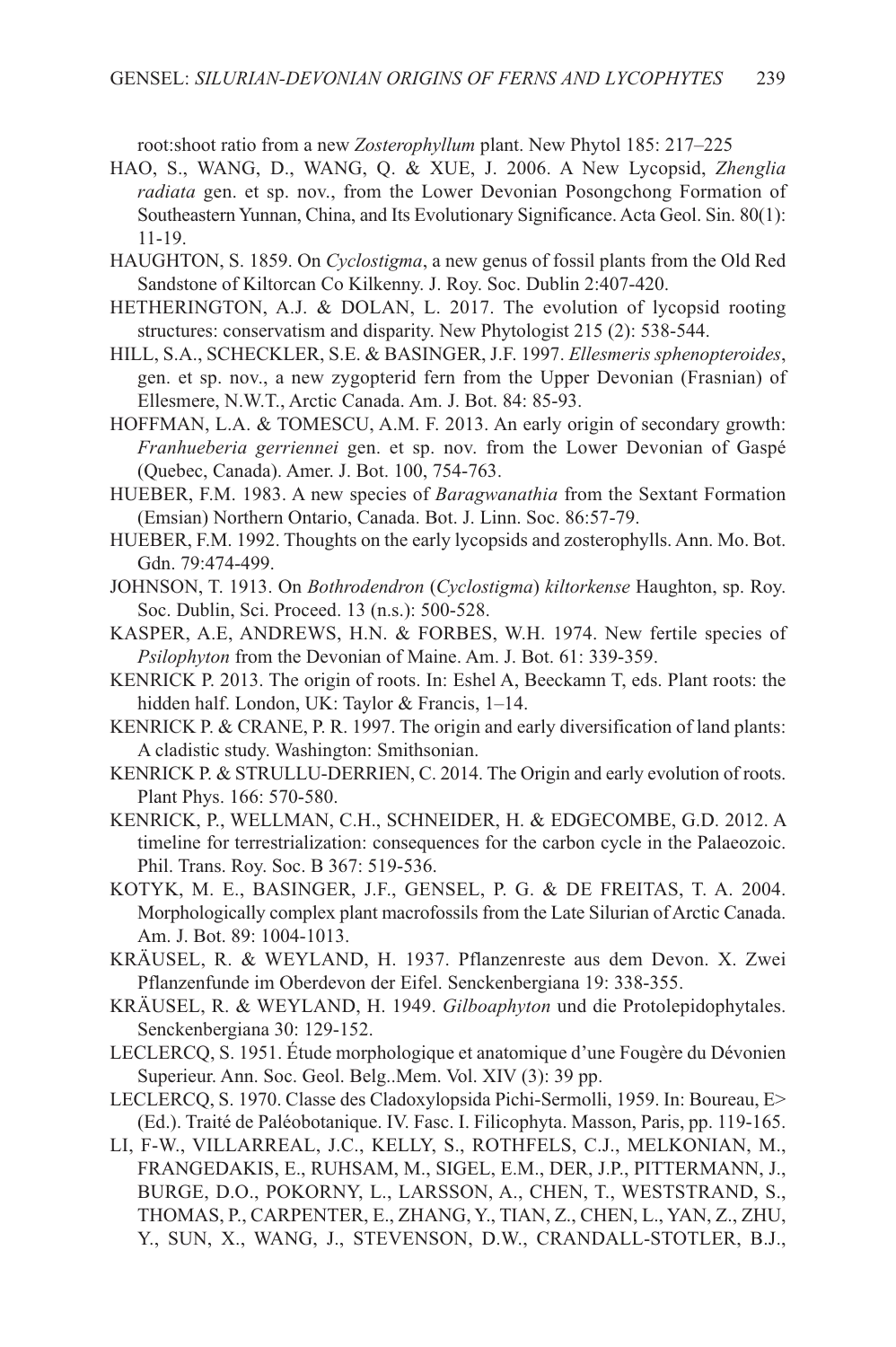root:shoot ratio from a new *Zosterophyllum* plant. New Phytol 185: 217–225

HAO, S., WANG, D., WANG, Q. & XUE, J. 2006. A New Lycopsid, *Zhenglia radiata* gen. et sp. nov., from the Lower Devonian Posongchong Formation of Southeastern Yunnan, China, and Its Evolutionary Significance. Acta Geol. Sin. 80(1): 11-19.

HAUGHTON, S. 1859. On *Cyclostigma*, a new genus of fossil plants from the Old Red Sandstone of Kiltorcan Co Kilkenny. J. Roy. Soc. Dublin 2:407-420.

HETHERINGTON, A.J. & DOLAN, L. 2017. The evolution of lycopsid rooting structures: conservatism and disparity. New Phytologist 215 (2): 538-544.

HILL, S.A., SCHECKLER, S.E. & BASINGER, J.F. 1997. *Ellesmeris sphenopteroides*, gen. et sp. nov., a new zygopterid fern from the Upper Devonian (Frasnian) of Ellesmere, N.W.T., Arctic Canada. Am. J. Bot. 84: 85-93.

HOFFMAN, L.A. & TOMESCU, A.M. F. 2013. An early origin of secondary growth: *Franhueberia gerriennei* gen. et sp. nov. from the Lower Devonian of Gaspé (Quebec, Canada). Amer. J. Bot. 100, 754-763.

HUEBER, F.M. 1983. A new species of *Baragwanathia* from the Sextant Formation (Emsian) Northern Ontario, Canada. Bot. J. Linn. Soc. 86:57-79.

HUEBER, F.M. 1992. Thoughts on the early lycopsids and zosterophylls. Ann. Mo. Bot. Gdn. 79:474-499.

JOHNSON, T. 1913. On *Bothrodendron* (*Cyclostigma*) *kiltorkense* Haughton, sp. Roy. Soc. Dublin, Sci. Proceed. 13 (n.s.): 500-528.

KASPER, A.E, ANDREWS, H.N. & FORBES, W.H. 1974. New fertile species of *Psilophyton* from the Devonian of Maine. Am. J. Bot. 61: 339-359.

KENRICK P. 2013. The origin of roots. In: Eshel A, Beeckamn T, eds. Plant roots: the hidden half. London, UK: Taylor & Francis, 1–14.

KENRICK P. & CRANE, P. R. 1997. The origin and early diversification of land plants: A cladistic study. Washington: Smithsonian.

KENRICK P. & STRULLU-DERRIEN, C. 2014. The Origin and early evolution of roots. Plant Phys. 166: 570-580.

KENRICK, P., WELLMAN, C.H., SCHNEIDER, H. & EDGECOMBE, G.D. 2012. A timeline for terrestrialization: consequences for the carbon cycle in the Palaeozoic. Phil. Trans. Roy. Soc. B 367: 519-536.

KOTYK, M. E., BASINGER, J.F., GENSEL, P. G. & DE FREITAS, T. A. 2004. Morphologically complex plant macrofossils from the Late Silurian of Arctic Canada. Am. J. Bot. 89: 1004-1013.

KRÄUSEL, R. & WEYLAND, H. 1937. Pflanzenreste aus dem Devon. X. Zwei Pflanzenfunde im Oberdevon der Eifel. Senckenbergiana 19: 338-355.

KRÄUSEL, R. & WEYLAND, H. 1949. *Gilboaphyton* und die Protolepidophytales. Senckenbergiana 30: 129-152.

LECLERCQ, S. 1951. Étude morphologique et anatomique d'une Fougère du Dévonien Superieur. Ann. Soc. Geol. Belg..Mem. Vol. XIV (3): 39 pp.

LECLERCQ, S. 1970. Classe des Cladoxylopsida Pichi-Sermolli, 1959. In: Boureau, E> (Ed.). Traité de Paléobotanique. IV. Fasc. I. Filicophyta. Masson, Paris, pp. 119-165.

LI, F-W., VILLARREAL, J.C., KELLY, S., ROTHFELS, C.J., MELKONIAN, M., FRANGEDAKIS, E., RUHSAM, M., SIGEL, E.M., DER, J.P., PITTERMANN, J., BURGE, D.O., POKORNY, L., LARSSON, A., CHEN, T., WESTSTRAND, S., THOMAS, P., CARPENTER, E., ZHANG, Y., TIAN, Z., CHEN, L., YAN, Z., ZHU, Y., SUN, X., WANG, J., STEVENSON, D.W., CRANDALL-STOTLER, B.J.,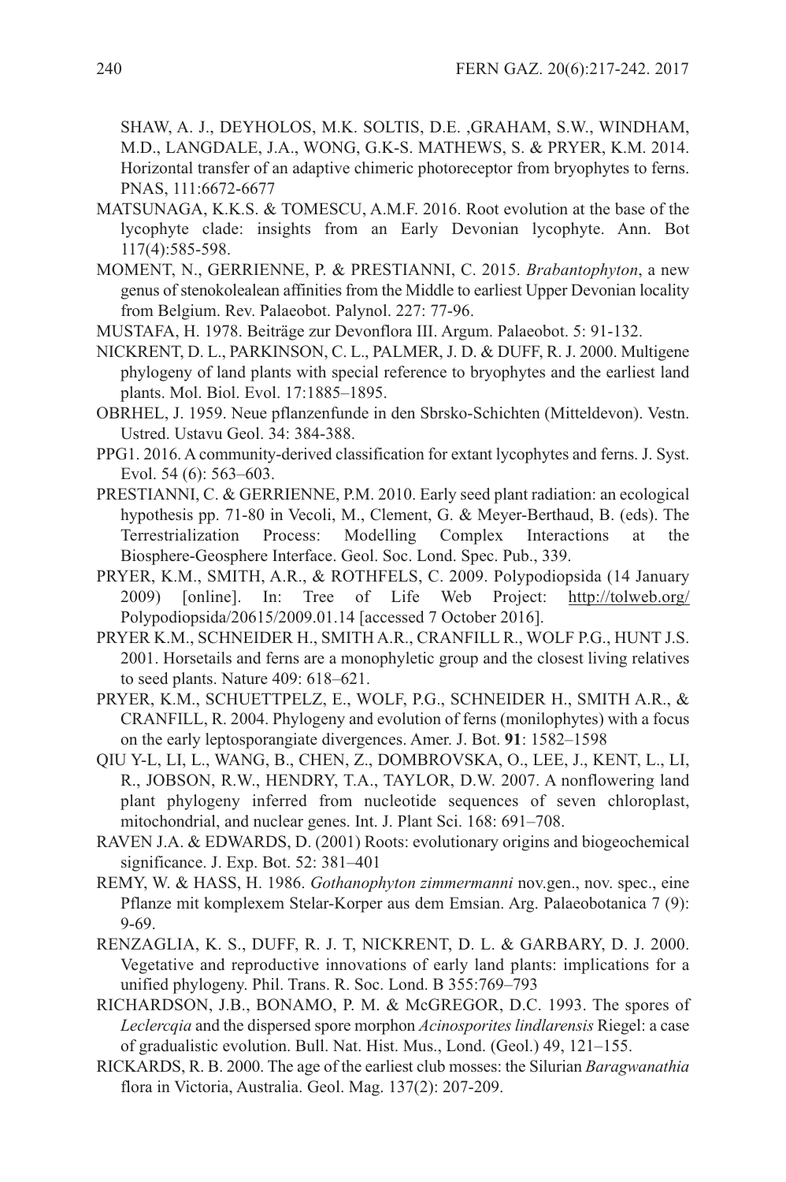SHAW, A. J., DEYHOLOS, M.K. SOLTIS, D.E. ,GRAHAM, S.W., WINDHAM, M.D., LANGDALE, J.A., WONG, G.K-S. MATHEWS, S. & PRYER, K.M. 2014. Horizontal transfer of an adaptive chimeric photoreceptor from bryophytes to ferns. PNAS, 111:6672-6677

MATSUNAGA, K.K.S. & TOMESCU, A.M.F. 2016. Root evolution at the base of the lycophyte clade: insights from an Early Devonian lycophyte. Ann. Bot 117(4):585-598.

MOMENT, N., GERRIENNE, P. & PRESTIANNI, C. 2015. *Brabantophyton*, a new genus of stenokolealean affinities from the Middle to earliest Upper Devonian locality from Belgium. Rev. Palaeobot. Palynol. 227: 77-96.

MUSTAFA, H. 1978. Beiträge zur Devonflora III. Argum. Palaeobot. 5: 91-132.

NICKRENT, D. L., PARKINSON, C. L., PALMER, J. D. & DUFF, R. J. 2000. Multigene phylogeny of land plants with special reference to bryophytes and the earliest land plants. Mol. Biol. Evol. 17:1885–1895.

OBRHEL, J. 1959. Neue pflanzenfunde in den Sbrsko-Schichten (Mitteldevon). Vestn. Ustred. Ustavu Geol. 34: 384-388.

PPG1. 2016. A community-derived classification for extant lycophytes and ferns. J. Syst. Evol. 54 (6): 563–603.

PRESTIANNI, C. & GERRIENNE, P.M. 2010. Early seed plant radiation: an ecological hypothesis pp. 71-80 in Vecoli, M., Clement, G. & Meyer-Berthaud, B. (eds). The Terrestrialization Process: Modelling Complex Interactions at the Biosphere-Geosphere Interface. Geol. Soc. Lond. Spec. Pub., 339.

PRYER, K.M., SMITH, A.R., & ROTHFELS, C. 2009. Polypodiopsida (14 January 2009) [online]. In: Tree of Life Web Project: http://tolweb.org/ Polypodiopsida/20615/2009.01.14 [accessed 7 October 2016].

PRYER K.M., SCHNEIDER H., SMITH A.R., CRANFILL R., WOLF P.G., HUNT J.S. 2001. Horsetails and ferns are a monophyletic group and the closest living relatives to seed plants. Nature 409: 618–621.

PRYER, K.M., SCHUETTPELZ, E., WOLF, P.G., SCHNEIDER H., SMITH A.R., & CRANFILL, R. 2004. Phylogeny and evolution of ferns (monilophytes) with a focus on the early leptosporangiate divergences. Amer. J. Bot. **91**: 1582–1598

QIU Y-L, LI, L., WANG, B., CHEN, Z., DOMBROVSKA, O., LEE, J., KENT, L., LI, R., JOBSON, R.W., HENDRY, T.A., TAYLOR, D.W. 2007. A nonflowering land plant phylogeny inferred from nucleotide sequences of seven chloroplast, mitochondrial, and nuclear genes. Int. J. Plant Sci. 168: 691–708.

RAVEN J.A. & EDWARDS, D. (2001) Roots: evolutionary origins and biogeochemical significance. J. Exp. Bot. 52: 381–401

REMY, W. & HASS, H. 1986. *Gothanophyton zimmermanni* nov.gen., nov. spec., eine Pflanze mit komplexem Stelar-Korper aus dem Emsian. Arg. Palaeobotanica 7 (9): 9-69.

RENZAGLIA, K. S., DUFF, R. J. T, NICKRENT, D. L. & GARBARY, D. J. 2000. Vegetative and reproductive innovations of early land plants: implications for a unified phylogeny. Phil. Trans. R. Soc. Lond. B 355:769–793

RICHARDSON, J.B., BONAMO, P. M. & McGREGOR, D.C. 1993. The spores of *Leclercqia* and the dispersed spore morphon *Acinosporites lindlarensis* Riegel: a case of gradualistic evolution. Bull. Nat. Hist. Mus., Lond. (Geol.) 49, 121–155.

RICKARDS, R. B. 2000. The age of the earliest club mosses: the Silurian *Baragwanathia* flora in Victoria, Australia. Geol. Mag. 137(2): 207-209.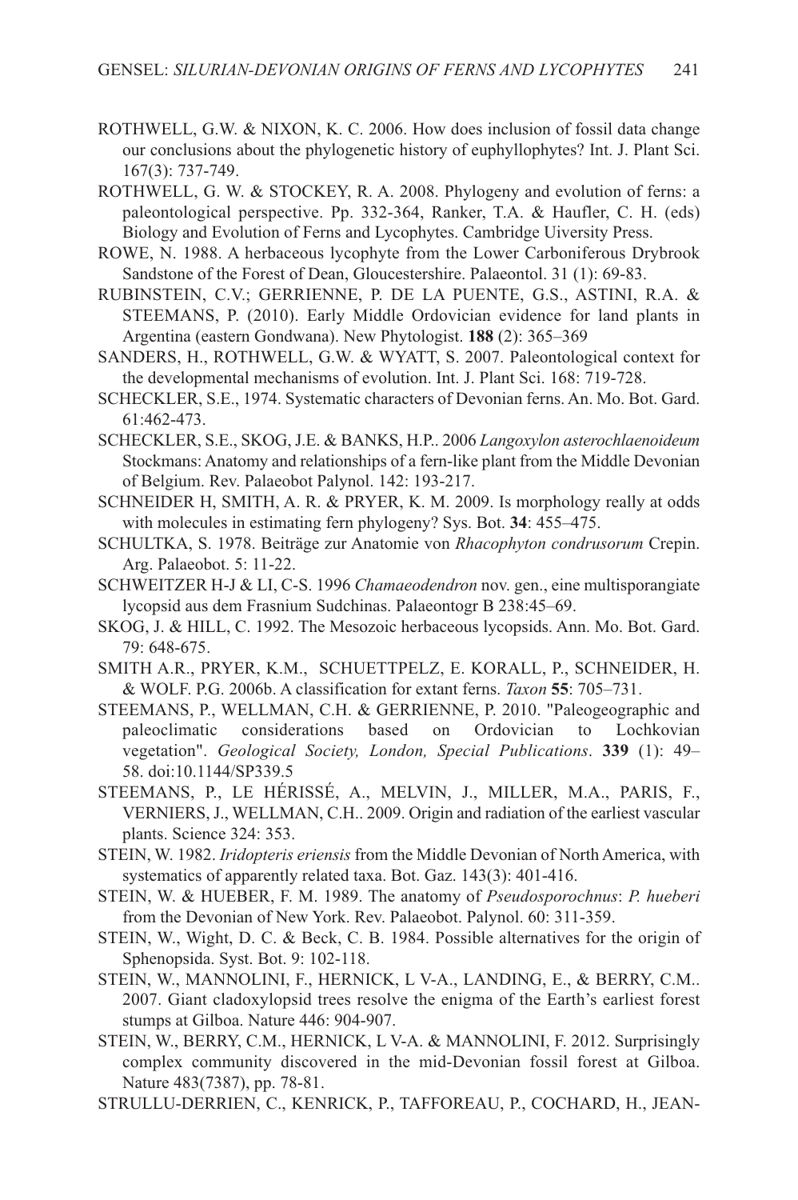ROTHWELL, G.W. & NIXON, K. C. 2006. How does inclusion of fossil data change our conclusions about the phylogenetic history of euphyllophytes? Int. J. Plant Sci. 167(3): 737-749.

ROTHWELL, G. W. & STOCKEY, R. A. 2008. Phylogeny and evolution of ferns: a paleontological perspective. Pp. 332-364, Ranker, T.A. & Haufler, C. H. (eds) Biology and Evolution of Ferns and Lycophytes. Cambridge Uiversity Press.

ROWE, N. 1988. A herbaceous lycophyte from the Lower Carboniferous Drybrook Sandstone of the Forest of Dean, Gloucestershire. Palaeontol. 31 (1): 69-83.

RUBINSTEIN, C.V.; GERRIENNE, P. DE LA PUENTE, G.S., ASTINI, R.A. & STEEMANS, P. (2010). Early Middle Ordovician evidence for land plants in Argentina (eastern Gondwana). New Phytologist. **188** (2): 365–369

SANDERS, H., ROTHWELL, G.W. & WYATT, S. 2007. Paleontological context for the developmental mechanisms of evolution. Int. J. Plant Sci. 168: 719-728.

SCHECKLER, S.E., 1974. Systematic characters of Devonian ferns. An. Mo. Bot. Gard. 61:462-473.

SCHECKLER, S.E., SKOG, J.E. & BANKS, H.P.. 2006 *Langoxylon asterochlaenoideum* Stockmans: Anatomy and relationships of a fern-like plant from the Middle Devonian of Belgium. Rev. Palaeobot Palynol. 142: 193-217.

SCHNEIDER H, SMITH, A. R. & PRYER, K. M. 2009. Is morphology really at odds with molecules in estimating fern phylogeny? Sys. Bot. **34**: 455–475.

SCHULTKA, S. 1978. Beiträge zur Anatomie von *Rhacophyton condrusorum* Crepin. Arg. Palaeobot. 5: 11-22.

SCHWEITZER H-J & LI, C-S. 1996 *Chamaeodendron* nov. gen., eine multisporangiate lycopsid aus dem Frasnium Sudchinas. Palaeontogr B 238:45–69.

SKOG, J. & HILL, C. 1992. The Mesozoic herbaceous lycopsids. Ann. Mo. Bot. Gard. 79: 648-675.

SMITH A.R., PRYER, K.M., SCHUETTPELZ, E. KORALL, P., SCHNEIDER, H. & WOLF. P.G. 2006b. A classification for extant ferns. *Taxon* **55**: 705–731.

STEEMANS, P., WELLMAN, C.H. & GERRIENNE, P. 2010. "Paleogeographic and paleoclimatic considerations based on Ordovician to Lochkovian vegetation". *Geological Society, London, Special Publications*. **339** (1): 49–58. doi:10.1144/SP339.5

STEEMANS, P., LE HÉRISSÉ, A., MELVIN, J., MILLER, M.A., PARIS, F., VERNIERS, J., WELLMAN, C.H.. 2009. Origin and radiation of the earliest vascular plants. Science 324: 353.

STEIN, W. 1982. *Iridopteris eriensis* from the Middle Devonian of North America, with systematics of apparently related taxa. Bot. Gaz. 143(3): 401-416.

STEIN, W. & HUEBER, F. M. 1989. The anatomy of *Pseudosporochnus*: *P. hueberi* from the Devonian of New York. Rev. Palaeobot. Palynol. 60: 311-359.

STEIN, W., Wight, D. C. & Beck, C. B. 1984. Possible alternatives for the origin of Sphenopsida. Syst. Bot. 9: 102-118.

STEIN, W., MANNOLINI, F., HERNICK, L V-A., LANDING, E., & BERRY, C.M.. 2007. Giant cladoxylopsid trees resolve the enigma of the Earth's earliest forest stumps at Gilboa. Nature 446: 904-907.

STEIN, W., BERRY, C.M., HERNICK, L V-A. & MANNOLINI, F. 2012. Surprisingly complex community discovered in the mid-Devonian fossil forest at Gilboa. Nature 483(7387), pp. 78-81.

STRULLU-DERRIEN, C., KENRICK, P., TAFFOREAU, P., COCHARD, H., JEAN-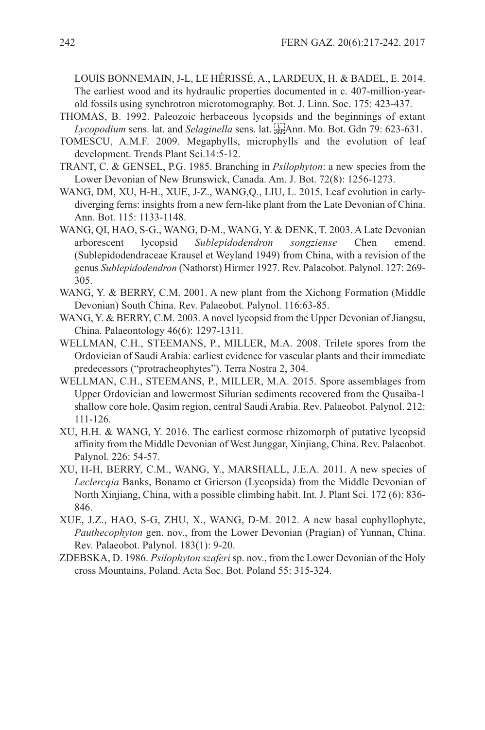LOUIS BONNEMAIN, J-L, LE HÉRISSÉ, A., LARDEUX, H. & BADEL, E. 2014. The earliest wood and its hydraulic properties documented in c. 407-million-year-old fossils using synchrotron microtomography. Bot. J. Linn. Soc. 175: 423-437.

THOMAS, B. 1992. Paleozoic herbaceous lycopsids and the beginnings of extant *Lycopodium* sens. lat. and *Selaginella* sens. lat. Ann. Mo. Bot. Gdn 79: 623-631.

TOMESCU, A.M.F. 2009. Megaphylls, microphylls and the evolution of leaf development. Trends Plant Sci.14:5-12.

TRANT, C. & GENSEL, P.G. 1985. Branching in *Psilophyton*: a new species from the Lower Devonian of New Brunswick, Canada. Am. J. Bot. 72(8): 1256-1273.

WANG, DM, XU, H-H., XUE, J-Z., WANG,Q., LIU, L. 2015. Leaf evolution in early-diverging ferns: insights from a new fern-like plant from the Late Devonian of China. Ann. Bot. 115: 1133-1148.

WANG, QI, HAO, S-G., WANG, D-M., WANG, Y. & DENK, T. 2003. A Late Devonian arborescent lycopsid *Sublepidodendron songziense* Chen emend. (Sublepidodendraceae Krausel et Weyland 1949) from China, with a revision of the genus *Sublepidodendron* (Nathorst) Hirmer 1927. Rev. Palaeobot. Palynol. 127: 269-305.

WANG, Y. & BERRY, C.M. 2001. A new plant from the Xichong Formation (Middle Devonian) South China. Rev. Palaeobot. Palynol. 116:63-85.

WANG, Y. & BERRY, C.M. 2003. A novel lycopsid from the Upper Devonian of Jiangsu, China. Palaeontology 46(6): 1297-1311.

WELLMAN, C.H., STEEMANS, P., MILLER, M.A. 2008. Trilete spores from the Ordovician of Saudi Arabia: earliest evidence for vascular plants and their immediate predecessors ("protracheophytes"). Terra Nostra 2, 304.

WELLMAN, C.H., STEEMANS, P., MILLER, M.A. 2015. Spore assemblages from Upper Ordovician and lowermost Silurian sediments recovered from the Qusaiba-1 shallow core hole, Qasim region, central Saudi Arabia. Rev. Palaeobot. Palynol. 212: 111-126.

XU, H.H. & WANG, Y. 2016. The earliest cormose rhizomorph of putative lycopsid affinity from the Middle Devonian of West Junggar, Xinjiang, China. Rev. Palaeobot. Palynol. 226: 54-57.

XU, H-H, BERRY, C.M., WANG, Y., MARSHALL, J.E.A. 2011. A new species of *Leclercqia* Banks, Bonamo et Grierson (Lycopsida) from the Middle Devonian of North Xinjiang, China, with a possible climbing habit. Int. J. Plant Sci. 172 (6): 836-846.

XUE, J.Z., HAO, S-G, ZHU, X., WANG, D-M. 2012. A new basal euphyllophyte, *Pauthecophyton* gen. nov., from the Lower Devonian (Pragian) of Yunnan, China. Rev. Palaeobot. Palynol. 183(1): 9-20.

ZDEBSKA, D. 1986. *Psilophyton szaferi* sp. nov., from the Lower Devonian of the Holy cross Mountains, Poland. Acta Soc. Bot. Poland 55: 315-324.